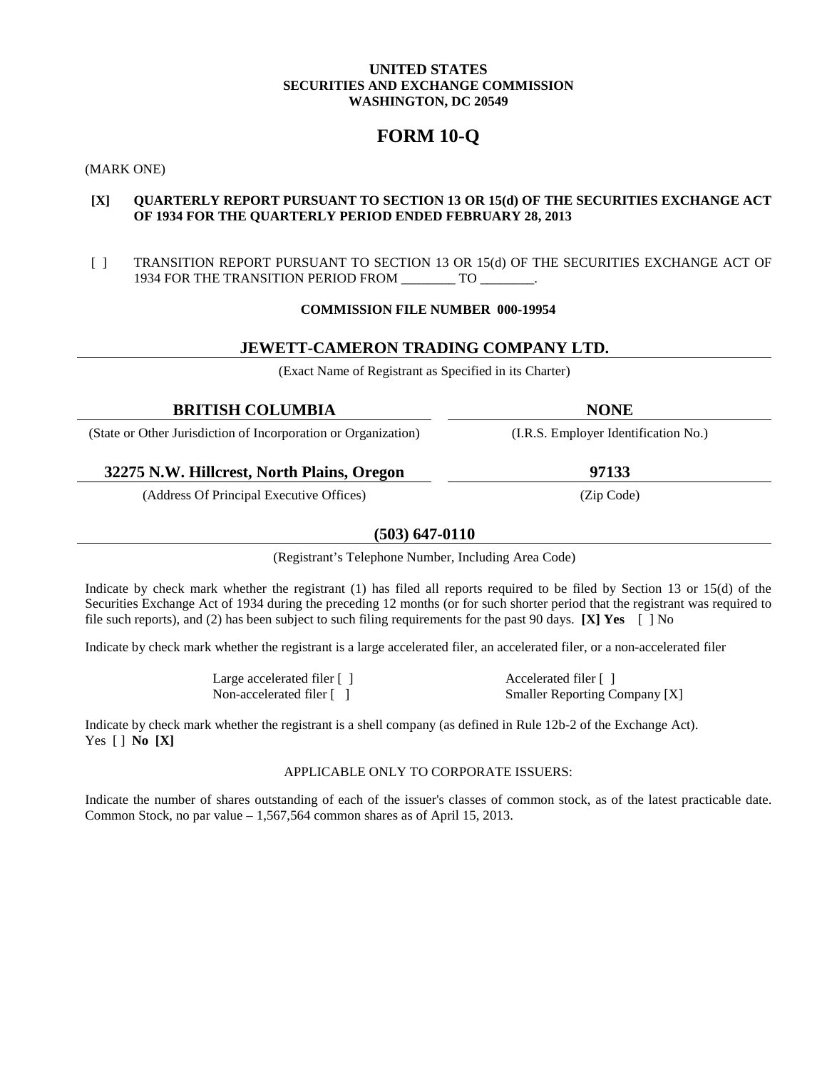**UNITED STATES**
**SECURITIES AND EXCHANGE COMMISSION**
**WASHINGTON, DC 20549**

# FORM 10-Q

(MARK ONE)

**[X] QUARTERLY REPORT PURSUANT TO SECTION 13 OR 15(d) OF THE SECURITIES EXCHANGE ACT OF 1934 FOR THE QUARTERLY PERIOD ENDED FEBRUARY 28, 2013**

[ ] TRANSITION REPORT PURSUANT TO SECTION 13 OR 15(d) OF THE SECURITIES EXCHANGE ACT OF 1934 FOR THE TRANSITION PERIOD FROM ________ TO ________.

**COMMISSION FILE NUMBER 000-19954**

## JEWETT-CAMERON TRADING COMPANY LTD.

(Exact Name of Registrant as Specified in its Charter)

| **BRITISH COLUMBIA** | **NONE** |
|---|---|
| (State or Other Jurisdiction of Incorporation or Organization) | (I.R.S. Employer Identification No.) |
| **32275 N.W. Hillcrest, North Plains, Oregon** | **97133** |
| (Address Of Principal Executive Offices) | (Zip Code) |

**(503) 647-0110**

(Registrant's Telephone Number, Including Area Code)

Indicate by check mark whether the registrant (1) has filed all reports required to be filed by Section 13 or 15(d) of the Securities Exchange Act of 1934 during the preceding 12 months (or for such shorter period that the registrant was required to file such reports), and (2) has been subject to such filing requirements for the past 90 days. **[X] Yes** [ ] No

Indicate by check mark whether the registrant is a large accelerated filer, an accelerated filer, or a non-accelerated filer

| | |
|---|---|
| Large accelerated filer [ ] | Accelerated filer [ ] |
| Non-accelerated filer [ ] | Smaller Reporting Company [X] |

Indicate by check mark whether the registrant is a shell company (as defined in Rule 12b-2 of the Exchange Act). Yes [ ] **No [X]**

APPLICABLE ONLY TO CORPORATE ISSUERS:

Indicate the number of shares outstanding of each of the issuer's classes of common stock, as of the latest practicable date. Common Stock, no par value – 1,567,564 common shares as of April 15, 2013.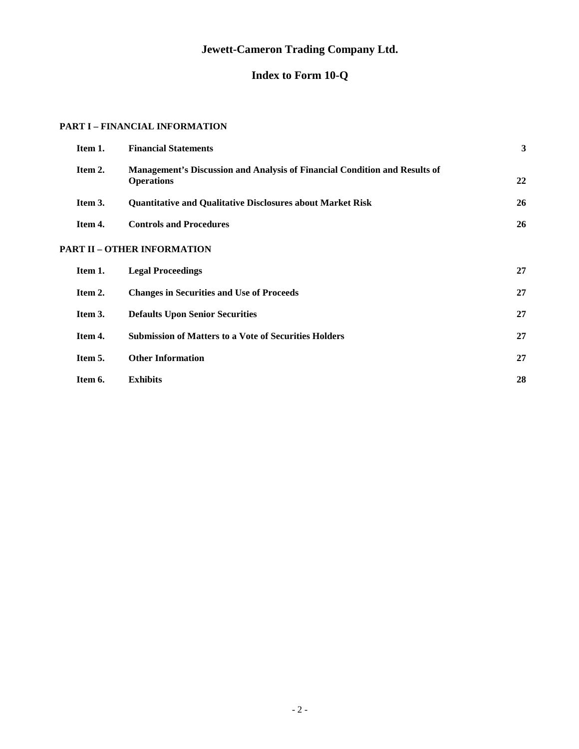# Jewett-Cameron Trading Company Ltd.

## Index to Form 10-Q

**PART I – FINANCIAL INFORMATION**

| | | |
|---|---|---|
| **Item 1.** | **Financial Statements** | **3** |
| **Item 2.** | **Management's Discussion and Analysis of Financial Condition and Results of Operations** | **22** |
| **Item 3.** | **Quantitative and Qualitative Disclosures about Market Risk** | **26** |
| **Item 4.** | **Controls and Procedures** | **26** |

**PART II – OTHER INFORMATION**

| | | |
|---|---|---|
| **Item 1.** | **Legal Proceedings** | **27** |
| **Item 2.** | **Changes in Securities and Use of Proceeds** | **27** |
| **Item 3.** | **Defaults Upon Senior Securities** | **27** |
| **Item 4.** | **Submission of Matters to a Vote of Securities Holders** | **27** |
| **Item 5.** | **Other Information** | **27** |
| **Item 6.** | **Exhibits** | **28** |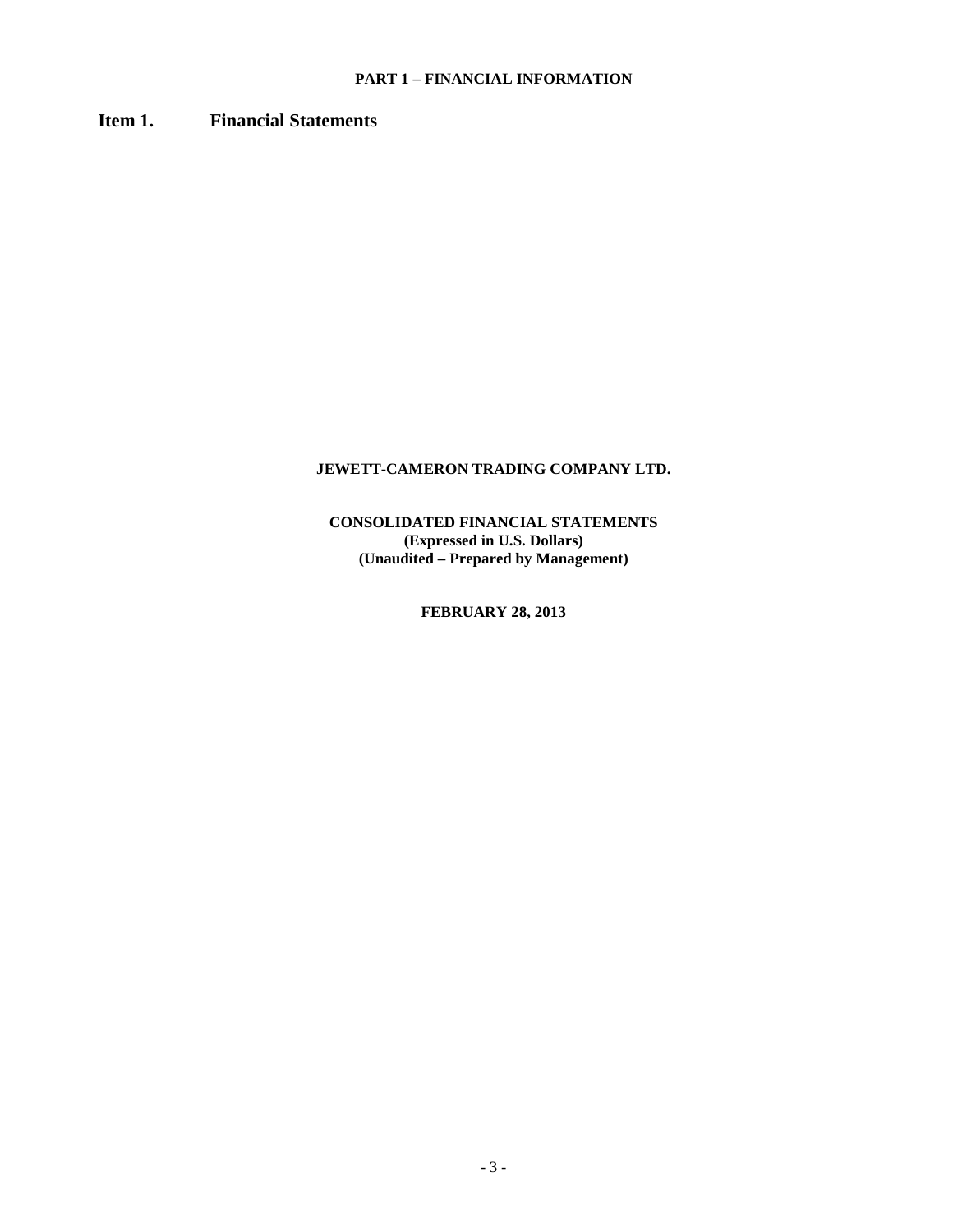**PART 1 – FINANCIAL INFORMATION**

## Item 1. Financial Statements

**JEWETT-CAMERON TRADING COMPANY LTD.**

**CONSOLIDATED FINANCIAL STATEMENTS**
**(Expressed in U.S. Dollars)**
**(Unaudited – Prepared by Management)**

**FEBRUARY 28, 2013**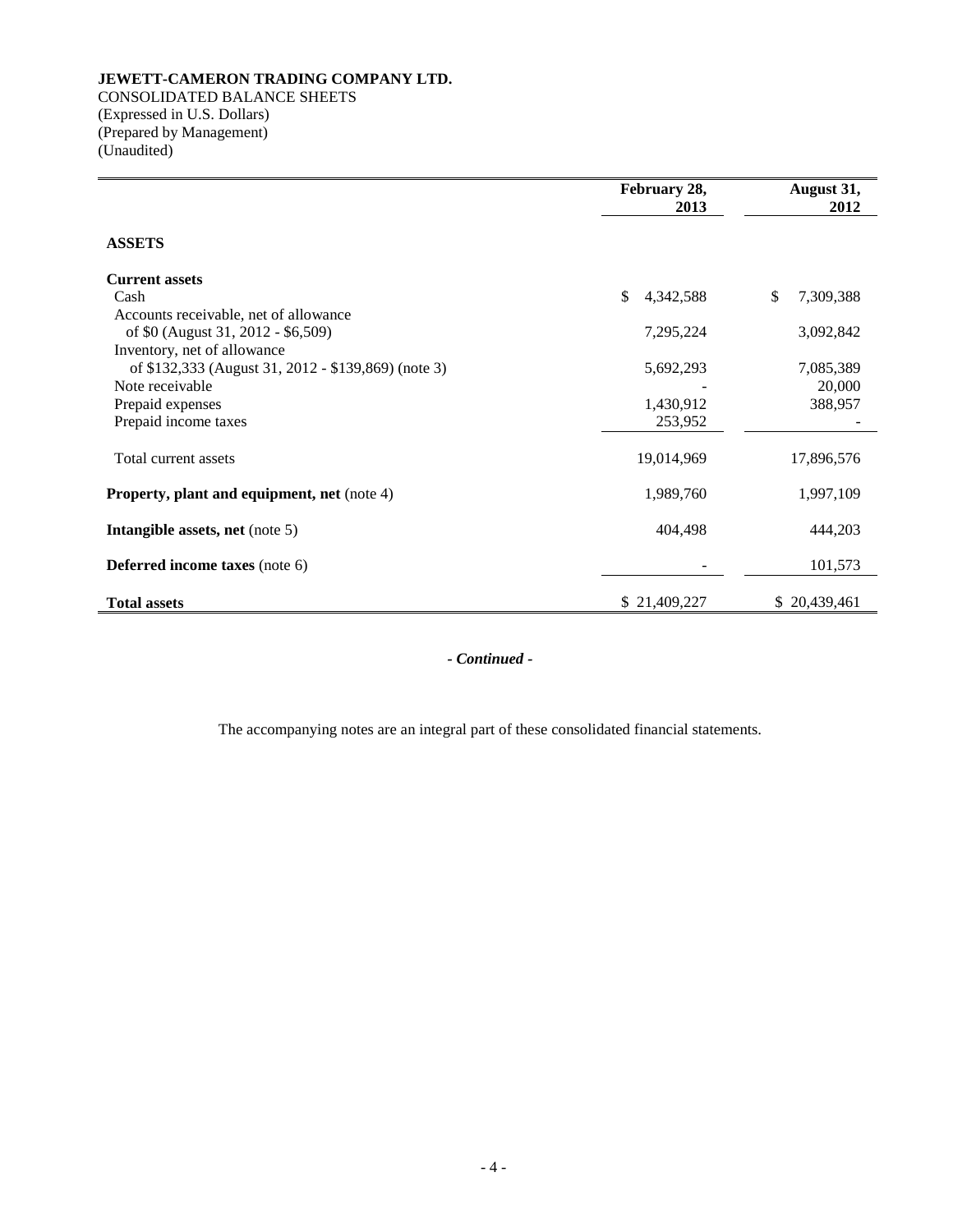**JEWETT-CAMERON TRADING COMPANY LTD.**
CONSOLIDATED BALANCE SHEETS
(Expressed in U.S. Dollars)
(Prepared by Management)
(Unaudited)

| | February 28, 2013 | August 31, 2012 |
|---|---|---|
| **ASSETS** | | |
| **Current assets** | | |
| Cash | $ 4,342,588 | $ 7,309,388 |
| Accounts receivable, net of allowance of $0 (August 31, 2012 - $6,509) | 7,295,224 | 3,092,842 |
| Inventory, net of allowance of $132,333 (August 31, 2012 - $139,869) (note 3) | 5,692,293 | 7,085,389 |
| Note receivable | - | 20,000 |
| Prepaid expenses | 1,430,912 | 388,957 |
| Prepaid income taxes | 253,952 | - |
| Total current assets | 19,014,969 | 17,896,576 |
| **Property, plant and equipment, net** (note 4) | 1,989,760 | 1,997,109 |
| **Intangible assets, net** (note 5) | 404,498 | 444,203 |
| **Deferred income taxes** (note 6) | - | 101,573 |
| **Total assets** | $ 21,409,227 | $ 20,439,461 |

*- Continued -*

The accompanying notes are an integral part of these consolidated financial statements.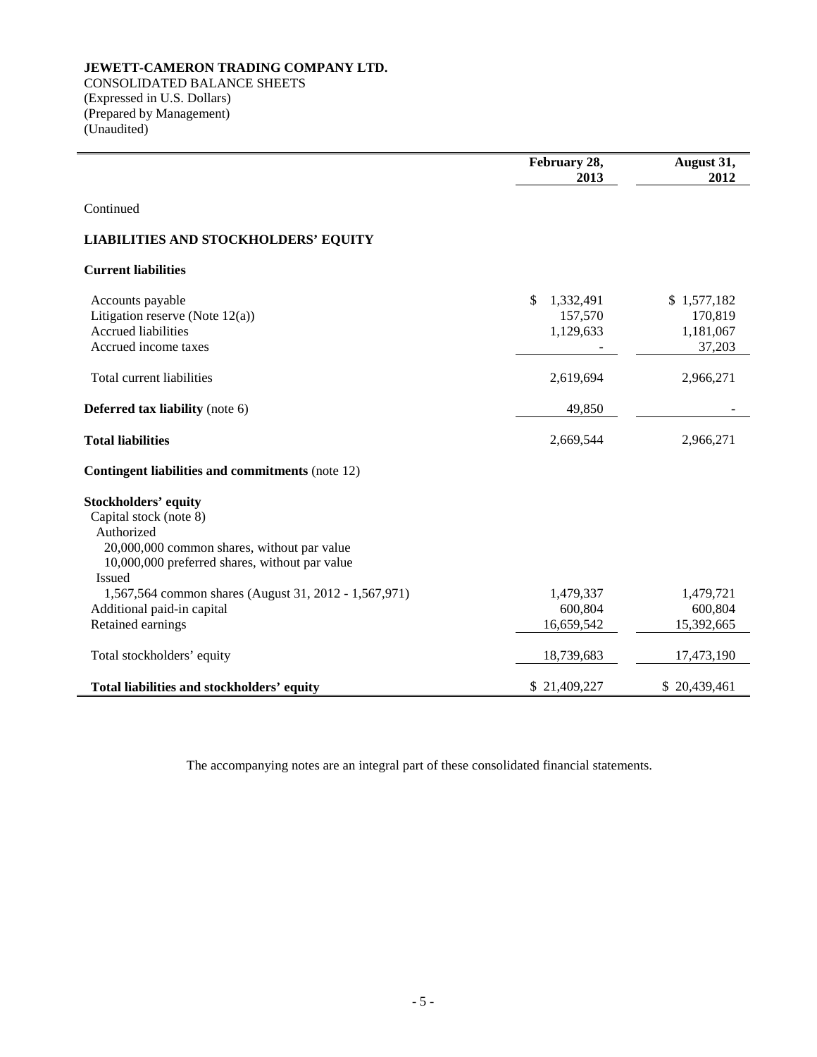**JEWETT-CAMERON TRADING COMPANY LTD.**
CONSOLIDATED BALANCE SHEETS
(Expressed in U.S. Dollars)
(Prepared by Management)
(Unaudited)

| | February 28, 2013 | August 31, 2012 |
|---|---|---|
| Continued | | |
| **LIABILITIES AND STOCKHOLDERS' EQUITY** | | |
| **Current liabilities** | | |
| Accounts payable | $ 1,332,491 | $ 1,577,182 |
| Litigation reserve (Note 12(a)) | 157,570 | 170,819 |
| Accrued liabilities | 1,129,633 | 1,181,067 |
| Accrued income taxes | - | 37,203 |
| Total current liabilities | 2,619,694 | 2,966,271 |
| **Deferred tax liability** (note 6) | 49,850 | - |
| **Total liabilities** | 2,669,544 | 2,966,271 |
| **Contingent liabilities and commitments** (note 12) | | |
| **Stockholders' equity** | | |
| Capital stock (note 8) | | |
| Authorized | | |
| 20,000,000 common shares, without par value | | |
| 10,000,000 preferred shares, without par value | | |
| Issued | | |
| 1,567,564 common shares (August 31, 2012 - 1,567,971) | 1,479,337 | 1,479,721 |
| Additional paid-in capital | 600,804 | 600,804 |
| Retained earnings | 16,659,542 | 15,392,665 |
| Total stockholders' equity | 18,739,683 | 17,473,190 |
| **Total liabilities and stockholders' equity** | $ 21,409,227 | $ 20,439,461 |

The accompanying notes are an integral part of these consolidated financial statements.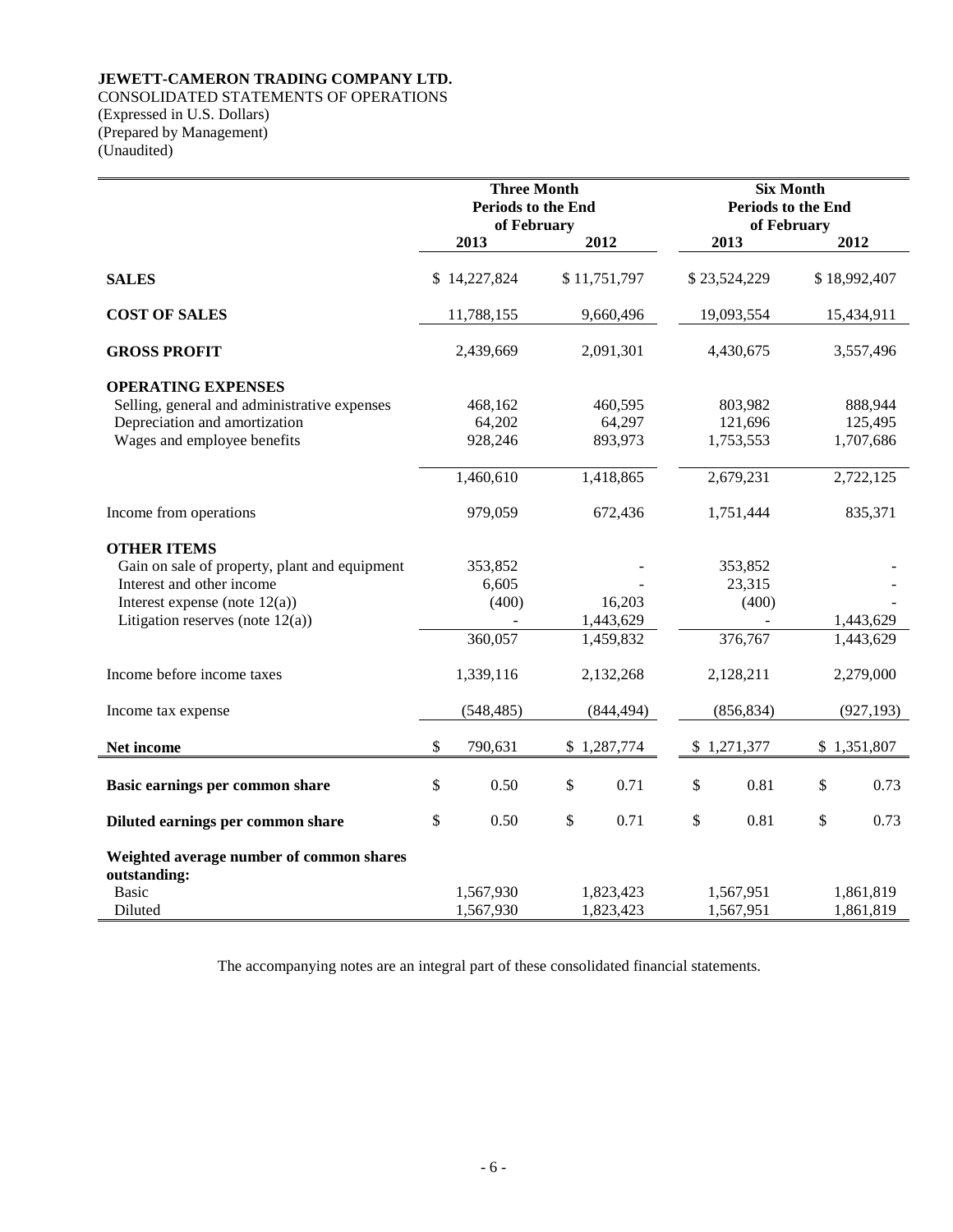**JEWETT-CAMERON TRADING COMPANY LTD.**
CONSOLIDATED STATEMENTS OF OPERATIONS
(Expressed in U.S. Dollars)
(Prepared by Management)
(Unaudited)

| | Three Month Periods to the End of February | | Six Month Periods to the End of February | |
|---|---|---|---|---|
| | 2013 | 2012 | 2013 | 2012 |
| **SALES** | $ 14,227,824 | $ 11,751,797 | $ 23,524,229 | $ 18,992,407 |
| **COST OF SALES** | 11,788,155 | 9,660,496 | 19,093,554 | 15,434,911 |
| **GROSS PROFIT** | 2,439,669 | 2,091,301 | 4,430,675 | 3,557,496 |
| **OPERATING EXPENSES** | | | | |
| Selling, general and administrative expenses | 468,162 | 460,595 | 803,982 | 888,944 |
| Depreciation and amortization | 64,202 | 64,297 | 121,696 | 125,495 |
| Wages and employee benefits | 928,246 | 893,973 | 1,753,553 | 1,707,686 |
| | 1,460,610 | 1,418,865 | 2,679,231 | 2,722,125 |
| Income from operations | 979,059 | 672,436 | 1,751,444 | 835,371 |
| **OTHER ITEMS** | | | | |
| Gain on sale of property, plant and equipment | 353,852 | - | 353,852 | - |
| Interest and other income | 6,605 | - | 23,315 | - |
| Interest expense (note 12(a)) | (400) | 16,203 | (400) | - |
| Litigation reserves (note 12(a)) | - | 1,443,629 | - | 1,443,629 |
| | 360,057 | 1,459,832 | 376,767 | 1,443,629 |
| Income before income taxes | 1,339,116 | 2,132,268 | 2,128,211 | 2,279,000 |
| Income tax expense | (548,485) | (844,494) | (856,834) | (927,193) |
| **Net income** | $ 790,631 | $ 1,287,774 | $ 1,271,377 | $ 1,351,807 |
| **Basic earnings per common share** | $ 0.50 | $ 0.71 | $ 0.81 | $ 0.73 |
| **Diluted earnings per common share** | $ 0.50 | $ 0.71 | $ 0.81 | $ 0.73 |
| **Weighted average number of common shares outstanding:** | | | | |
| Basic | 1,567,930 | 1,823,423 | 1,567,951 | 1,861,819 |
| Diluted | 1,567,930 | 1,823,423 | 1,567,951 | 1,861,819 |

The accompanying notes are an integral part of these consolidated financial statements.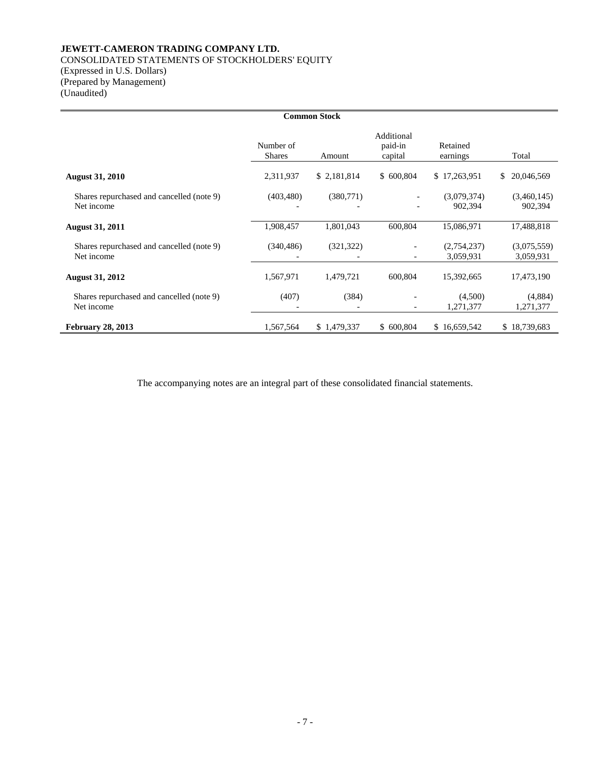**JEWETT-CAMERON TRADING COMPANY LTD.**
CONSOLIDATED STATEMENTS OF STOCKHOLDERS' EQUITY
(Expressed in U.S. Dollars)
(Prepared by Management)
(Unaudited)

| | Common Stock | | | | |
|---|---|---|---|---|---|
| | Number of Shares | Amount | Additional paid-in capital | Retained earnings | Total |
| **August 31, 2010** | 2,311,937 | $ 2,181,814 | $ 600,804 | $ 17,263,951 | $ 20,046,569 |
| Shares repurchased and cancelled (note 9) | (403,480) | (380,771) | - | (3,079,374) | (3,460,145) |
| Net income | - | - | - | 902,394 | 902,394 |
| **August 31, 2011** | 1,908,457 | 1,801,043 | 600,804 | 15,086,971 | 17,488,818 |
| Shares repurchased and cancelled (note 9) | (340,486) | (321,322) | - | (2,754,237) | (3,075,559) |
| Net income | - | - | - | 3,059,931 | 3,059,931 |
| **August 31, 2012** | 1,567,971 | 1,479,721 | 600,804 | 15,392,665 | 17,473,190 |
| Shares repurchased and cancelled (note 9) | (407) | (384) | - | (4,500) | (4,884) |
| Net income | - | - | - | 1,271,377 | 1,271,377 |
| **February 28, 2013** | 1,567,564 | $ 1,479,337 | $ 600,804 | $ 16,659,542 | $ 18,739,683 |

The accompanying notes are an integral part of these consolidated financial statements.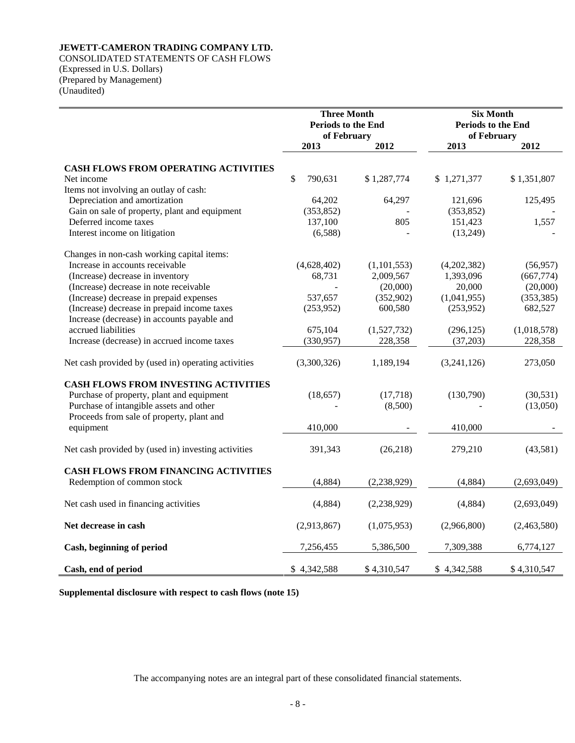**JEWETT-CAMERON TRADING COMPANY LTD.**
CONSOLIDATED STATEMENTS OF CASH FLOWS
(Expressed in U.S. Dollars)
(Prepared by Management)
(Unaudited)

| | Three Month Periods to the End of February | | Six Month Periods to the End of February | |
|---|---|---|---|---|
| | 2013 | 2012 | 2013 | 2012 |
| **CASH FLOWS FROM OPERATING ACTIVITIES** | | | | |
| Net income | $ 790,631 | $ 1,287,774 | $ 1,271,377 | $ 1,351,807 |
| Items not involving an outlay of cash: | | | | |
| Depreciation and amortization | 64,202 | 64,297 | 121,696 | 125,495 |
| Gain on sale of property, plant and equipment | (353,852) | - | (353,852) | - |
| Deferred income taxes | 137,100 | 805 | 151,423 | 1,557 |
| Interest income on litigation | (6,588) | - | (13,249) | - |
| Changes in non-cash working capital items: | | | | |
| Increase in accounts receivable | (4,628,402) | (1,101,553) | (4,202,382) | (56,957) |
| (Increase) decrease in inventory | 68,731 | 2,009,567 | 1,393,096 | (667,774) |
| (Increase) decrease in note receivable | - | (20,000) | 20,000 | (20,000) |
| (Increase) decrease in prepaid expenses | 537,657 | (352,902) | (1,041,955) | (353,385) |
| (Increase) decrease in prepaid income taxes | (253,952) | 600,580 | (253,952) | 682,527 |
| Increase (decrease) in accounts payable and accrued liabilities | 675,104 | (1,527,732) | (296,125) | (1,018,578) |
| Increase (decrease) in accrued income taxes | (330,957) | 228,358 | (37,203) | 228,358 |
| Net cash provided by (used in) operating activities | (3,300,326) | 1,189,194 | (3,241,126) | 273,050 |
| **CASH FLOWS FROM INVESTING ACTIVITIES** | | | | |
| Purchase of property, plant and equipment | (18,657) | (17,718) | (130,790) | (30,531) |
| Purchase of intangible assets and other | - | (8,500) | - | (13,050) |
| Proceeds from sale of property, plant and equipment | 410,000 | - | 410,000 | - |
| Net cash provided by (used in) investing activities | 391,343 | (26,218) | 279,210 | (43,581) |
| **CASH FLOWS FROM FINANCING ACTIVITIES** | | | | |
| Redemption of common stock | (4,884) | (2,238,929) | (4,884) | (2,693,049) |
| Net cash used in financing activities | (4,884) | (2,238,929) | (4,884) | (2,693,049) |
| **Net decrease in cash** | (2,913,867) | (1,075,953) | (2,966,800) | (2,463,580) |
| **Cash, beginning of period** | 7,256,455 | 5,386,500 | 7,309,388 | 6,774,127 |
| **Cash, end of period** | $ 4,342,588 | $ 4,310,547 | $ 4,342,588 | $ 4,310,547 |

**Supplemental disclosure with respect to cash flows (note 15)**

The accompanying notes are an integral part of these consolidated financial statements.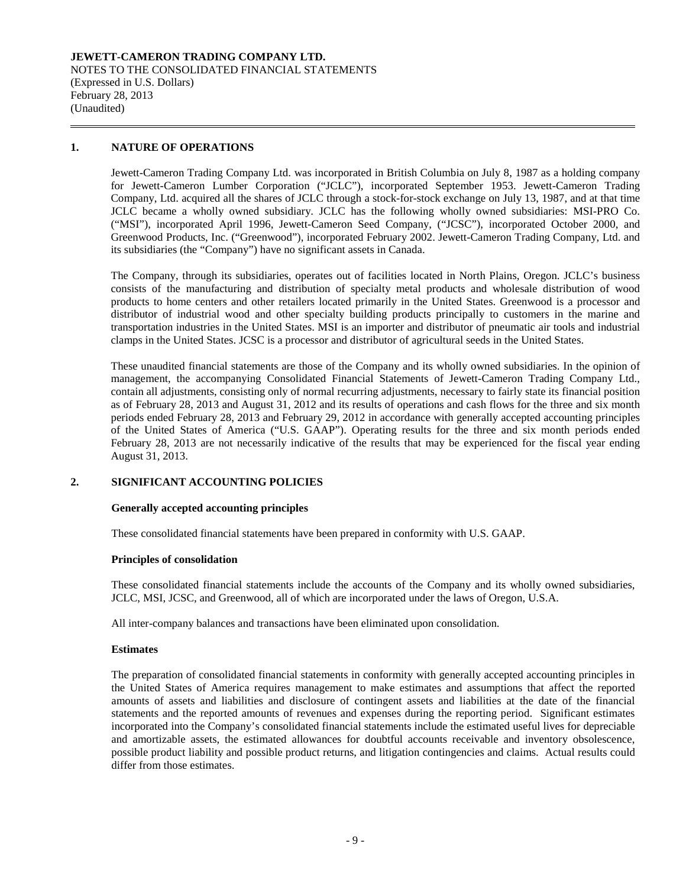**JEWETT-CAMERON TRADING COMPANY LTD.**
NOTES TO THE CONSOLIDATED FINANCIAL STATEMENTS
(Expressed in U.S. Dollars)
February 28, 2013
(Unaudited)

## 1. NATURE OF OPERATIONS

Jewett-Cameron Trading Company Ltd. was incorporated in British Columbia on July 8, 1987 as a holding company for Jewett-Cameron Lumber Corporation ("JCLC"), incorporated September 1953. Jewett-Cameron Trading Company, Ltd. acquired all the shares of JCLC through a stock-for-stock exchange on July 13, 1987, and at that time JCLC became a wholly owned subsidiary. JCLC has the following wholly owned subsidiaries: MSI-PRO Co. ("MSI"), incorporated April 1996, Jewett-Cameron Seed Company, ("JCSC"), incorporated October 2000, and Greenwood Products, Inc. ("Greenwood"), incorporated February 2002. Jewett-Cameron Trading Company, Ltd. and its subsidiaries (the "Company") have no significant assets in Canada.

The Company, through its subsidiaries, operates out of facilities located in North Plains, Oregon. JCLC's business consists of the manufacturing and distribution of specialty metal products and wholesale distribution of wood products to home centers and other retailers located primarily in the United States. Greenwood is a processor and distributor of industrial wood and other specialty building products principally to customers in the marine and transportation industries in the United States. MSI is an importer and distributor of pneumatic air tools and industrial clamps in the United States. JCSC is a processor and distributor of agricultural seeds in the United States.

These unaudited financial statements are those of the Company and its wholly owned subsidiaries. In the opinion of management, the accompanying Consolidated Financial Statements of Jewett-Cameron Trading Company Ltd., contain all adjustments, consisting only of normal recurring adjustments, necessary to fairly state its financial position as of February 28, 2013 and August 31, 2012 and its results of operations and cash flows for the three and six month periods ended February 28, 2013 and February 29, 2012 in accordance with generally accepted accounting principles of the United States of America ("U.S. GAAP"). Operating results for the three and six month periods ended February 28, 2013 are not necessarily indicative of the results that may be experienced for the fiscal year ending August 31, 2013.

## 2. SIGNIFICANT ACCOUNTING POLICIES

**Generally accepted accounting principles**

These consolidated financial statements have been prepared in conformity with U.S. GAAP.

**Principles of consolidation**

These consolidated financial statements include the accounts of the Company and its wholly owned subsidiaries, JCLC, MSI, JCSC, and Greenwood, all of which are incorporated under the laws of Oregon, U.S.A.

All inter-company balances and transactions have been eliminated upon consolidation.

**Estimates**

The preparation of consolidated financial statements in conformity with generally accepted accounting principles in the United States of America requires management to make estimates and assumptions that affect the reported amounts of assets and liabilities and disclosure of contingent assets and liabilities at the date of the financial statements and the reported amounts of revenues and expenses during the reporting period. Significant estimates incorporated into the Company's consolidated financial statements include the estimated useful lives for depreciable and amortizable assets, the estimated allowances for doubtful accounts receivable and inventory obsolescence, possible product liability and possible product returns, and litigation contingencies and claims. Actual results could differ from those estimates.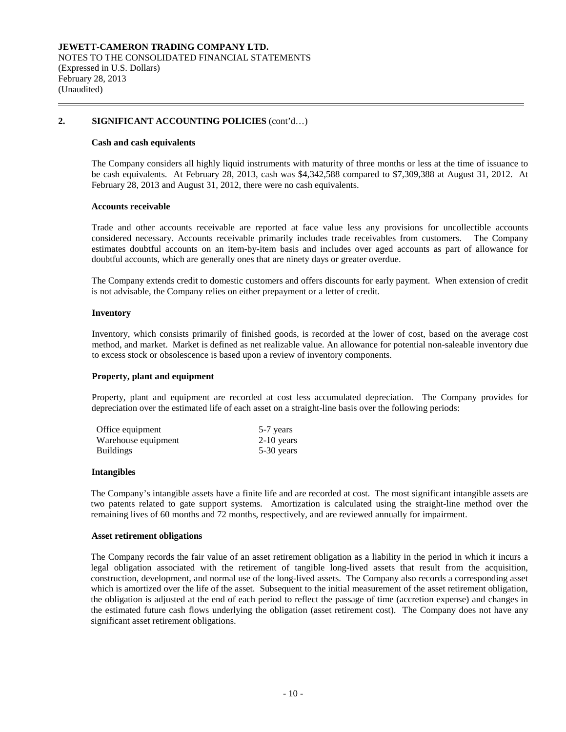## 2. SIGNIFICANT ACCOUNTING POLICIES (cont'd…)

### Cash and cash equivalents

The Company considers all highly liquid instruments with maturity of three months or less at the time of issuance to be cash equivalents. At February 28, 2013, cash was $4,342,588 compared to $7,309,388 at August 31, 2012. At February 28, 2013 and August 31, 2012, there were no cash equivalents.

### Accounts receivable

Trade and other accounts receivable are reported at face value less any provisions for uncollectible accounts considered necessary. Accounts receivable primarily includes trade receivables from customers. The Company estimates doubtful accounts on an item-by-item basis and includes over aged accounts as part of allowance for doubtful accounts, which are generally ones that are ninety days or greater overdue.

The Company extends credit to domestic customers and offers discounts for early payment. When extension of credit is not advisable, the Company relies on either prepayment or a letter of credit.

### Inventory

Inventory, which consists primarily of finished goods, is recorded at the lower of cost, based on the average cost method, and market. Market is defined as net realizable value. An allowance for potential non-saleable inventory due to excess stock or obsolescence is based upon a review of inventory components.

### Property, plant and equipment

Property, plant and equipment are recorded at cost less accumulated depreciation. The Company provides for depreciation over the estimated life of each asset on a straight-line basis over the following periods:

| | |
|---|---|
| Office equipment | 5-7 years |
| Warehouse equipment | 2-10 years |
| Buildings | 5-30 years |

### Intangibles

The Company's intangible assets have a finite life and are recorded at cost. The most significant intangible assets are two patents related to gate support systems. Amortization is calculated using the straight-line method over the remaining lives of 60 months and 72 months, respectively, and are reviewed annually for impairment.

### Asset retirement obligations

The Company records the fair value of an asset retirement obligation as a liability in the period in which it incurs a legal obligation associated with the retirement of tangible long-lived assets that result from the acquisition, construction, development, and normal use of the long-lived assets. The Company also records a corresponding asset which is amortized over the life of the asset. Subsequent to the initial measurement of the asset retirement obligation, the obligation is adjusted at the end of each period to reflect the passage of time (accretion expense) and changes in the estimated future cash flows underlying the obligation (asset retirement cost). The Company does not have any significant asset retirement obligations.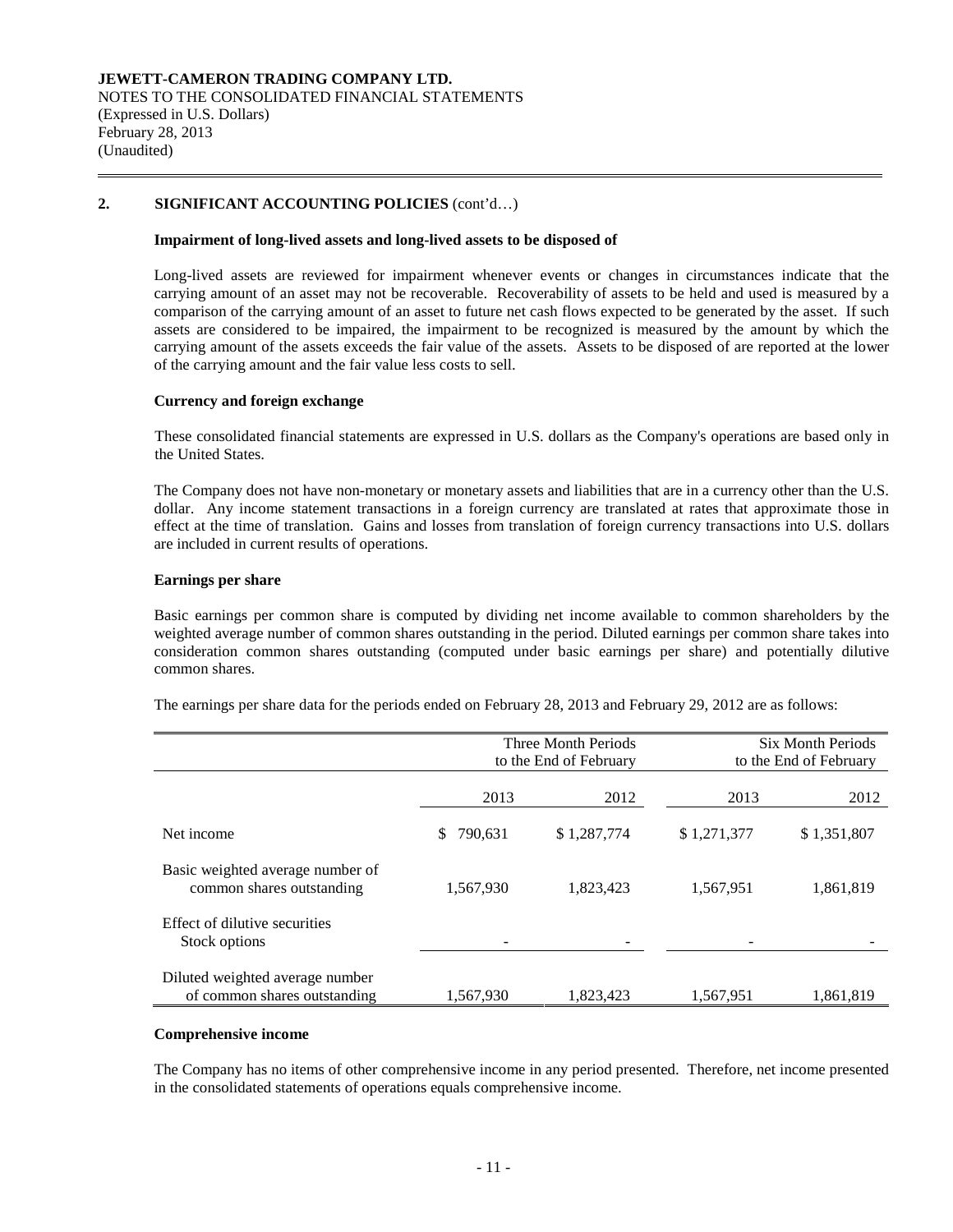**JEWETT-CAMERON TRADING COMPANY LTD.**
NOTES TO THE CONSOLIDATED FINANCIAL STATEMENTS
(Expressed in U.S. Dollars)
February 28, 2013
(Unaudited)

## 2. SIGNIFICANT ACCOUNTING POLICIES (cont'd…)

**Impairment of long-lived assets and long-lived assets to be disposed of**

Long-lived assets are reviewed for impairment whenever events or changes in circumstances indicate that the carrying amount of an asset may not be recoverable. Recoverability of assets to be held and used is measured by a comparison of the carrying amount of an asset to future net cash flows expected to be generated by the asset. If such assets are considered to be impaired, the impairment to be recognized is measured by the amount by which the carrying amount of the assets exceeds the fair value of the assets. Assets to be disposed of are reported at the lower of the carrying amount and the fair value less costs to sell.

**Currency and foreign exchange**

These consolidated financial statements are expressed in U.S. dollars as the Company's operations are based only in the United States.

The Company does not have non-monetary or monetary assets and liabilities that are in a currency other than the U.S. dollar. Any income statement transactions in a foreign currency are translated at rates that approximate those in effect at the time of translation. Gains and losses from translation of foreign currency transactions into U.S. dollars are included in current results of operations.

**Earnings per share**

Basic earnings per common share is computed by dividing net income available to common shareholders by the weighted average number of common shares outstanding in the period. Diluted earnings per common share takes into consideration common shares outstanding (computed under basic earnings per share) and potentially dilutive common shares.

The earnings per share data for the periods ended on February 28, 2013 and February 29, 2012 are as follows:

| | Three Month Periods to the End of February | | Six Month Periods to the End of February | |
|---|---|---|---|---|
| | 2013 | 2012 | 2013 | 2012 |
| Net income | $ 790,631 | $ 1,287,774 | $ 1,271,377 | $ 1,351,807 |
| Basic weighted average number of common shares outstanding | 1,567,930 | 1,823,423 | 1,567,951 | 1,861,819 |
| Effect of dilutive securities Stock options | - | - | - | - |
| Diluted weighted average number of common shares outstanding | 1,567,930 | 1,823,423 | 1,567,951 | 1,861,819 |

**Comprehensive income**

The Company has no items of other comprehensive income in any period presented. Therefore, net income presented in the consolidated statements of operations equals comprehensive income.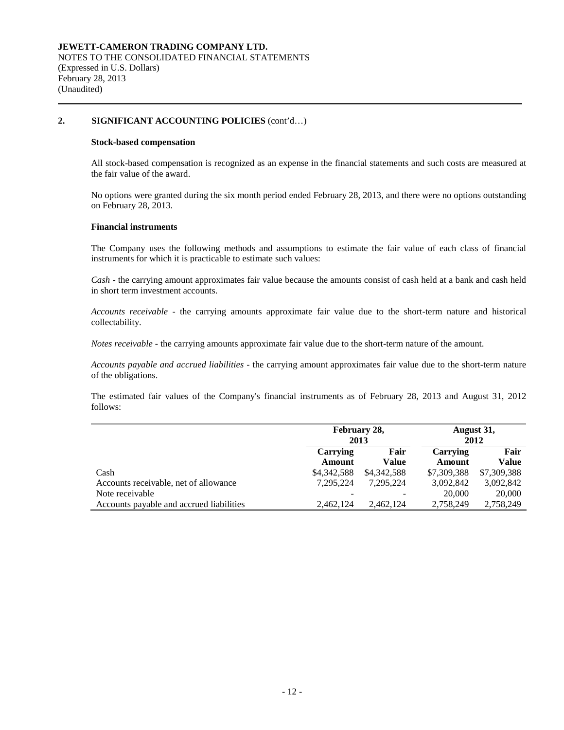**JEWETT-CAMERON TRADING COMPANY LTD.**
NOTES TO THE CONSOLIDATED FINANCIAL STATEMENTS
(Expressed in U.S. Dollars)
February 28, 2013
(Unaudited)

## 2. SIGNIFICANT ACCOUNTING POLICIES (cont'd…)

**Stock-based compensation**

All stock-based compensation is recognized as an expense in the financial statements and such costs are measured at the fair value of the award.

No options were granted during the six month period ended February 28, 2013, and there were no options outstanding on February 28, 2013.

**Financial instruments**

The Company uses the following methods and assumptions to estimate the fair value of each class of financial instruments for which it is practicable to estimate such values:

*Cash* - the carrying amount approximates fair value because the amounts consist of cash held at a bank and cash held in short term investment accounts.

*Accounts receivable* - the carrying amounts approximate fair value due to the short-term nature and historical collectability.

*Notes receivable* - the carrying amounts approximate fair value due to the short-term nature of the amount.

*Accounts payable and accrued liabilities* - the carrying amount approximates fair value due to the short-term nature of the obligations.

The estimated fair values of the Company's financial instruments as of February 28, 2013 and August 31, 2012 follows:

| | February 28, 2013 | | August 31, 2012 | |
|---|---|---|---|---|
| | Carrying Amount | Fair Value | Carrying Amount | Fair Value |
| Cash | $4,342,588 | $4,342,588 | $7,309,388 | $7,309,388 |
| Accounts receivable, net of allowance | 7,295,224 | 7,295,224 | 3,092,842 | 3,092,842 |
| Note receivable | - | - | 20,000 | 20,000 |
| Accounts payable and accrued liabilities | 2,462,124 | 2,462,124 | 2,758,249 | 2,758,249 |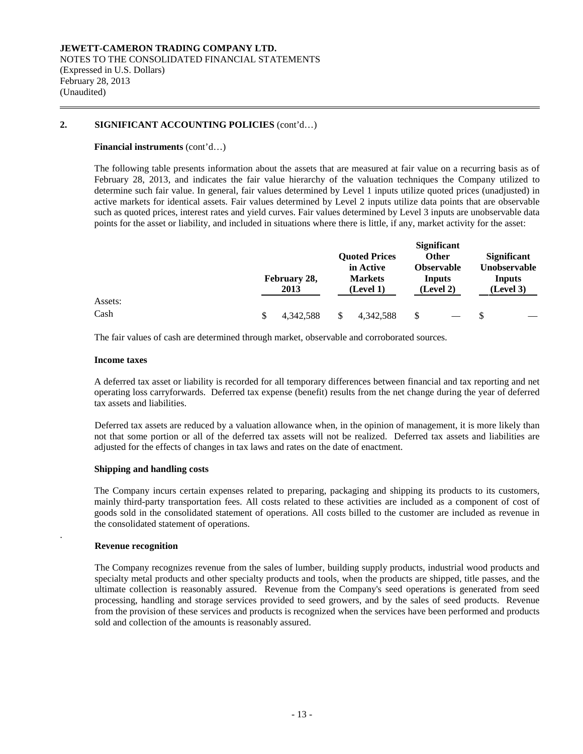**JEWETT-CAMERON TRADING COMPANY LTD.**
NOTES TO THE CONSOLIDATED FINANCIAL STATEMENTS
(Expressed in U.S. Dollars)
February 28, 2013
(Unaudited)

## 2. SIGNIFICANT ACCOUNTING POLICIES (cont'd…)

**Financial instruments** (cont'd…)

The following table presents information about the assets that are measured at fair value on a recurring basis as of February 28, 2013, and indicates the fair value hierarchy of the valuation techniques the Company utilized to determine such fair value. In general, fair values determined by Level 1 inputs utilize quoted prices (unadjusted) in active markets for identical assets. Fair values determined by Level 2 inputs utilize data points that are observable such as quoted prices, interest rates and yield curves. Fair values determined by Level 3 inputs are unobservable data points for the asset or liability, and included in situations where there is little, if any, market activity for the asset:

| | February 28, 2013 | Quoted Prices in Active Markets (Level 1) | Significant Other Observable Inputs (Level 2) | Significant Unobservable Inputs (Level 3) |
|---|---|---|---|---|
| Assets: | | | | |
| Cash | $ 4,342,588 | $ 4,342,588 | $ — | $ — |

The fair values of cash are determined through market, observable and corroborated sources.

**Income taxes**

A deferred tax asset or liability is recorded for all temporary differences between financial and tax reporting and net operating loss carryforwards. Deferred tax expense (benefit) results from the net change during the year of deferred tax assets and liabilities.

Deferred tax assets are reduced by a valuation allowance when, in the opinion of management, it is more likely than not that some portion or all of the deferred tax assets will not be realized. Deferred tax assets and liabilities are adjusted for the effects of changes in tax laws and rates on the date of enactment.

**Shipping and handling costs**

The Company incurs certain expenses related to preparing, packaging and shipping its products to its customers, mainly third-party transportation fees. All costs related to these activities are included as a component of cost of goods sold in the consolidated statement of operations. All costs billed to the customer are included as revenue in the consolidated statement of operations.

**Revenue recognition**

The Company recognizes revenue from the sales of lumber, building supply products, industrial wood products and specialty metal products and other specialty products and tools, when the products are shipped, title passes, and the ultimate collection is reasonably assured. Revenue from the Company's seed operations is generated from seed processing, handling and storage services provided to seed growers, and by the sales of seed products. Revenue from the provision of these services and products is recognized when the services have been performed and products sold and collection of the amounts is reasonably assured.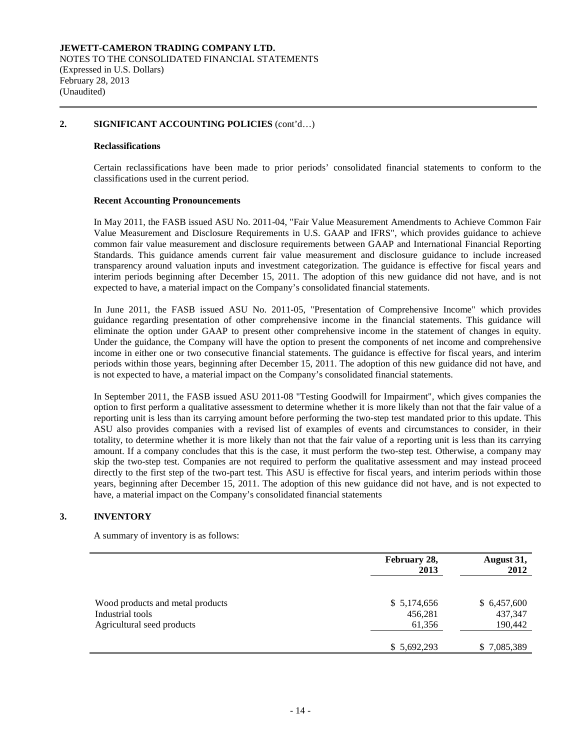**JEWETT-CAMERON TRADING COMPANY LTD.**
NOTES TO THE CONSOLIDATED FINANCIAL STATEMENTS
(Expressed in U.S. Dollars)
February 28, 2013
(Unaudited)

## 2. SIGNIFICANT ACCOUNTING POLICIES (cont'd…)

**Reclassifications**

Certain reclassifications have been made to prior periods' consolidated financial statements to conform to the classifications used in the current period.

**Recent Accounting Pronouncements**

In May 2011, the FASB issued ASU No. 2011-04, "Fair Value Measurement Amendments to Achieve Common Fair Value Measurement and Disclosure Requirements in U.S. GAAP and IFRS", which provides guidance to achieve common fair value measurement and disclosure requirements between GAAP and International Financial Reporting Standards. This guidance amends current fair value measurement and disclosure guidance to include increased transparency around valuation inputs and investment categorization. The guidance is effective for fiscal years and interim periods beginning after December 15, 2011. The adoption of this new guidance did not have, and is not expected to have, a material impact on the Company's consolidated financial statements.

In June 2011, the FASB issued ASU No. 2011-05, "Presentation of Comprehensive Income" which provides guidance regarding presentation of other comprehensive income in the financial statements. This guidance will eliminate the option under GAAP to present other comprehensive income in the statement of changes in equity. Under the guidance, the Company will have the option to present the components of net income and comprehensive income in either one or two consecutive financial statements. The guidance is effective for fiscal years, and interim periods within those years, beginning after December 15, 2011. The adoption of this new guidance did not have, and is not expected to have, a material impact on the Company's consolidated financial statements.

In September 2011, the FASB issued ASU 2011-08 "Testing Goodwill for Impairment", which gives companies the option to first perform a qualitative assessment to determine whether it is more likely than not that the fair value of a reporting unit is less than its carrying amount before performing the two-step test mandated prior to this update. This ASU also provides companies with a revised list of examples of events and circumstances to consider, in their totality, to determine whether it is more likely than not that the fair value of a reporting unit is less than its carrying amount. If a company concludes that this is the case, it must perform the two-step test. Otherwise, a company may skip the two-step test. Companies are not required to perform the qualitative assessment and may instead proceed directly to the first step of the two-part test. This ASU is effective for fiscal years, and interim periods within those years, beginning after December 15, 2011. The adoption of this new guidance did not have, and is not expected to have, a material impact on the Company's consolidated financial statements

## 3. INVENTORY

A summary of inventory is as follows:

| | February 28, 2013 | August 31, 2012 |
|---|---|---|
| Wood products and metal products | $ 5,174,656 | $ 6,457,600 |
| Industrial tools | 456,281 | 437,347 |
| Agricultural seed products | 61,356 | 190,442 |
| | $ 5,692,293 | $ 7,085,389 |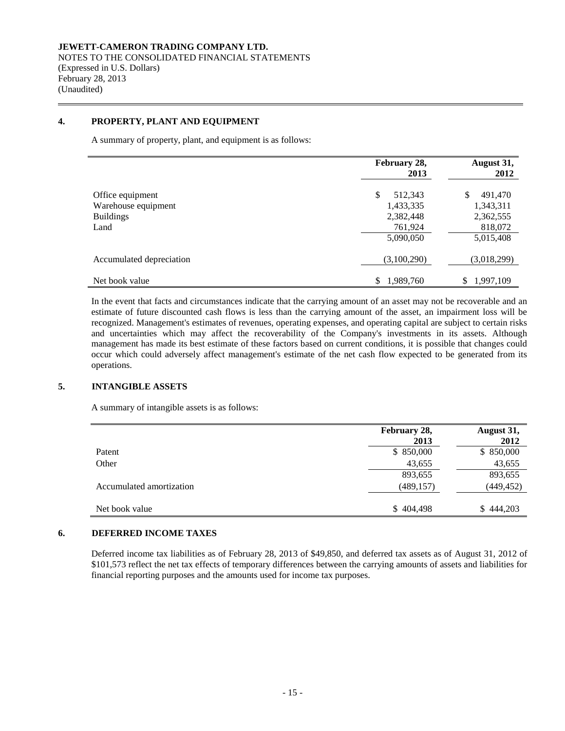**JEWETT-CAMERON TRADING COMPANY LTD.**
NOTES TO THE CONSOLIDATED FINANCIAL STATEMENTS
(Expressed in U.S. Dollars)
February 28, 2013
(Unaudited)

## 4. PROPERTY, PLANT AND EQUIPMENT

A summary of property, plant, and equipment is as follows:

| | February 28, 2013 | August 31, 2012 |
|---|---|---|
| Office equipment | $ 512,343 | $ 491,470 |
| Warehouse equipment | 1,433,335 | 1,343,311 |
| Buildings | 2,382,448 | 2,362,555 |
| Land | 761,924 | 818,072 |
| | 5,090,050 | 5,015,408 |
| Accumulated depreciation | (3,100,290) | (3,018,299) |
| Net book value | $ 1,989,760 | $ 1,997,109 |

In the event that facts and circumstances indicate that the carrying amount of an asset may not be recoverable and an estimate of future discounted cash flows is less than the carrying amount of the asset, an impairment loss will be recognized. Management's estimates of revenues, operating expenses, and operating capital are subject to certain risks and uncertainties which may affect the recoverability of the Company's investments in its assets. Although management has made its best estimate of these factors based on current conditions, it is possible that changes could occur which could adversely affect management's estimate of the net cash flow expected to be generated from its operations.

## 5. INTANGIBLE ASSETS

A summary of intangible assets is as follows:

| | February 28, 2013 | August 31, 2012 |
|---|---|---|
| Patent | $ 850,000 | $ 850,000 |
| Other | 43,655 | 43,655 |
| | 893,655 | 893,655 |
| Accumulated amortization | (489,157) | (449,452) |
| Net book value | $ 404,498 | $ 444,203 |

## 6. DEFERRED INCOME TAXES

Deferred income tax liabilities as of February 28, 2013 of $49,850, and deferred tax assets as of August 31, 2012 of $101,573 reflect the net tax effects of temporary differences between the carrying amounts of assets and liabilities for financial reporting purposes and the amounts used for income tax purposes.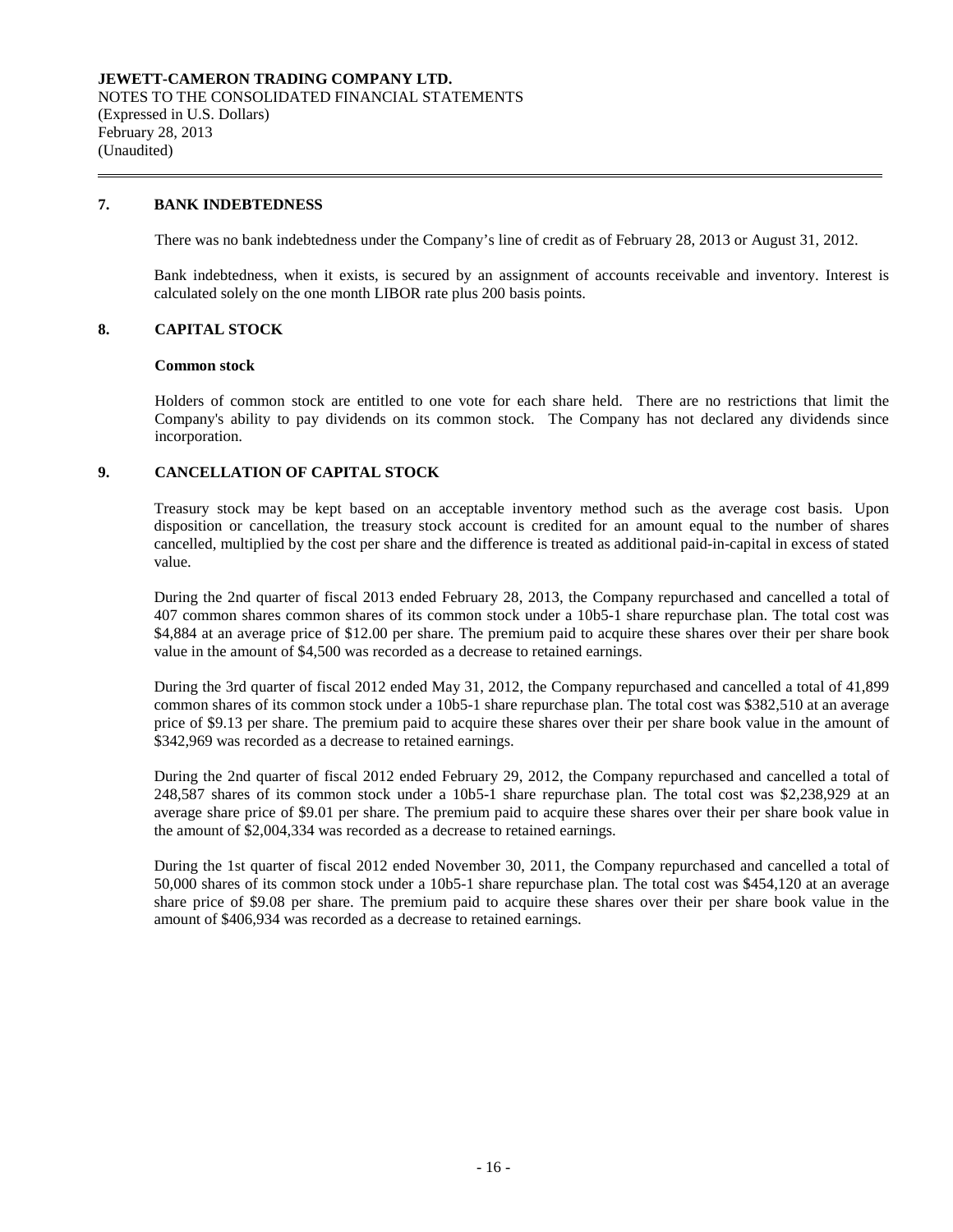**JEWETT-CAMERON TRADING COMPANY LTD.**
NOTES TO THE CONSOLIDATED FINANCIAL STATEMENTS
(Expressed in U.S. Dollars)
February 28, 2013
(Unaudited)

## 7. BANK INDEBTEDNESS

There was no bank indebtedness under the Company's line of credit as of February 28, 2013 or August 31, 2012.

Bank indebtedness, when it exists, is secured by an assignment of accounts receivable and inventory. Interest is calculated solely on the one month LIBOR rate plus 200 basis points.

## 8. CAPITAL STOCK

**Common stock**

Holders of common stock are entitled to one vote for each share held. There are no restrictions that limit the Company's ability to pay dividends on its common stock. The Company has not declared any dividends since incorporation.

## 9. CANCELLATION OF CAPITAL STOCK

Treasury stock may be kept based on an acceptable inventory method such as the average cost basis. Upon disposition or cancellation, the treasury stock account is credited for an amount equal to the number of shares cancelled, multiplied by the cost per share and the difference is treated as additional paid-in-capital in excess of stated value.

During the 2nd quarter of fiscal 2013 ended February 28, 2013, the Company repurchased and cancelled a total of 407 common shares common shares of its common stock under a 10b5-1 share repurchase plan. The total cost was $4,884 at an average price of $12.00 per share. The premium paid to acquire these shares over their per share book value in the amount of $4,500 was recorded as a decrease to retained earnings.

During the 3rd quarter of fiscal 2012 ended May 31, 2012, the Company repurchased and cancelled a total of 41,899 common shares of its common stock under a 10b5-1 share repurchase plan. The total cost was $382,510 at an average price of $9.13 per share. The premium paid to acquire these shares over their per share book value in the amount of $342,969 was recorded as a decrease to retained earnings.

During the 2nd quarter of fiscal 2012 ended February 29, 2012, the Company repurchased and cancelled a total of 248,587 shares of its common stock under a 10b5-1 share repurchase plan. The total cost was $2,238,929 at an average share price of $9.01 per share. The premium paid to acquire these shares over their per share book value in the amount of $2,004,334 was recorded as a decrease to retained earnings.

During the 1st quarter of fiscal 2012 ended November 30, 2011, the Company repurchased and cancelled a total of 50,000 shares of its common stock under a 10b5-1 share repurchase plan. The total cost was $454,120 at an average share price of $9.08 per share. The premium paid to acquire these shares over their per share book value in the amount of $406,934 was recorded as a decrease to retained earnings.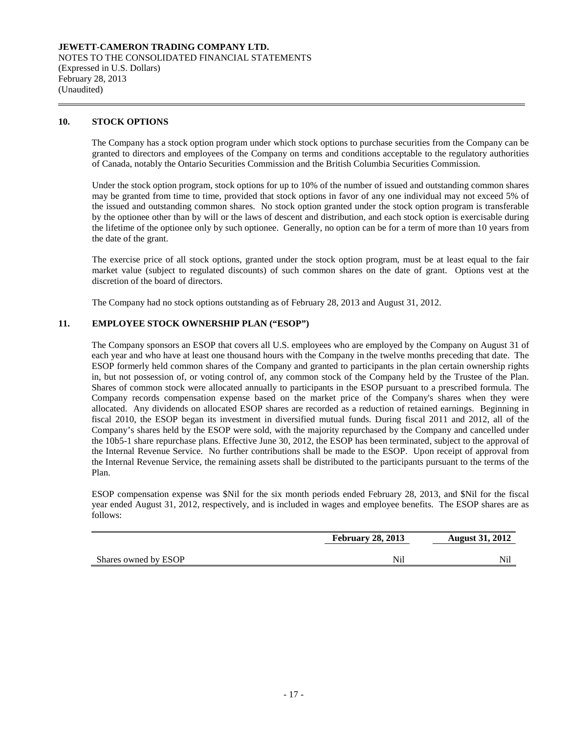**JEWETT-CAMERON TRADING COMPANY LTD.**
NOTES TO THE CONSOLIDATED FINANCIAL STATEMENTS
(Expressed in U.S. Dollars)
February 28, 2013
(Unaudited)

## 10. STOCK OPTIONS

The Company has a stock option program under which stock options to purchase securities from the Company can be granted to directors and employees of the Company on terms and conditions acceptable to the regulatory authorities of Canada, notably the Ontario Securities Commission and the British Columbia Securities Commission.

Under the stock option program, stock options for up to 10% of the number of issued and outstanding common shares may be granted from time to time, provided that stock options in favor of any one individual may not exceed 5% of the issued and outstanding common shares. No stock option granted under the stock option program is transferable by the optionee other than by will or the laws of descent and distribution, and each stock option is exercisable during the lifetime of the optionee only by such optionee. Generally, no option can be for a term of more than 10 years from the date of the grant.

The exercise price of all stock options, granted under the stock option program, must be at least equal to the fair market value (subject to regulated discounts) of such common shares on the date of grant. Options vest at the discretion of the board of directors.

The Company had no stock options outstanding as of February 28, 2013 and August 31, 2012.

## 11. EMPLOYEE STOCK OWNERSHIP PLAN ("ESOP")

The Company sponsors an ESOP that covers all U.S. employees who are employed by the Company on August 31 of each year and who have at least one thousand hours with the Company in the twelve months preceding that date. The ESOP formerly held common shares of the Company and granted to participants in the plan certain ownership rights in, but not possession of, or voting control of, any common stock of the Company held by the Trustee of the Plan. Shares of common stock were allocated annually to participants in the ESOP pursuant to a prescribed formula. The Company records compensation expense based on the market price of the Company's shares when they were allocated. Any dividends on allocated ESOP shares are recorded as a reduction of retained earnings. Beginning in fiscal 2010, the ESOP began its investment in diversified mutual funds. During fiscal 2011 and 2012, all of the Company's shares held by the ESOP were sold, with the majority repurchased by the Company and cancelled under the 10b5-1 share repurchase plans. Effective June 30, 2012, the ESOP has been terminated, subject to the approval of the Internal Revenue Service. No further contributions shall be made to the ESOP. Upon receipt of approval from the Internal Revenue Service, the remaining assets shall be distributed to the participants pursuant to the terms of the Plan.

ESOP compensation expense was $Nil for the six month periods ended February 28, 2013, and $Nil for the fiscal year ended August 31, 2012, respectively, and is included in wages and employee benefits. The ESOP shares are as follows:

| | February 28, 2013 | August 31, 2012 |
|---|---|---|
| Shares owned by ESOP | Nil | Nil |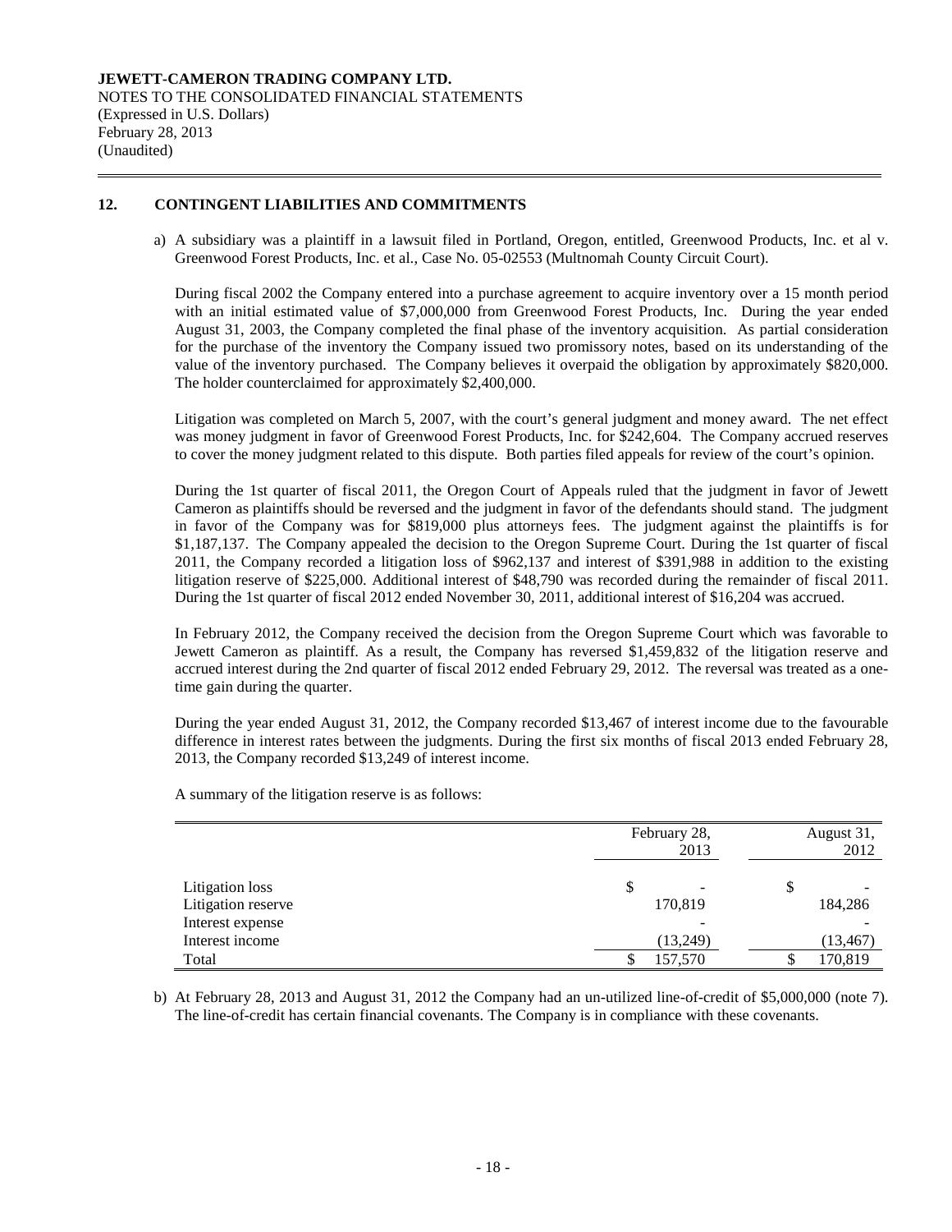**JEWETT-CAMERON TRADING COMPANY LTD.**
NOTES TO THE CONSOLIDATED FINANCIAL STATEMENTS
(Expressed in U.S. Dollars)
February 28, 2013
(Unaudited)

## 12. CONTINGENT LIABILITIES AND COMMITMENTS

a) A subsidiary was a plaintiff in a lawsuit filed in Portland, Oregon, entitled, Greenwood Products, Inc. et al v. Greenwood Forest Products, Inc. et al., Case No. 05-02553 (Multnomah County Circuit Court).

During fiscal 2002 the Company entered into a purchase agreement to acquire inventory over a 15 month period with an initial estimated value of $7,000,000 from Greenwood Forest Products, Inc. During the year ended August 31, 2003, the Company completed the final phase of the inventory acquisition. As partial consideration for the purchase of the inventory the Company issued two promissory notes, based on its understanding of the value of the inventory purchased. The Company believes it overpaid the obligation by approximately $820,000. The holder counterclaimed for approximately $2,400,000.

Litigation was completed on March 5, 2007, with the court's general judgment and money award. The net effect was money judgment in favor of Greenwood Forest Products, Inc. for $242,604. The Company accrued reserves to cover the money judgment related to this dispute. Both parties filed appeals for review of the court's opinion.

During the 1st quarter of fiscal 2011, the Oregon Court of Appeals ruled that the judgment in favor of Jewett Cameron as plaintiffs should be reversed and the judgment in favor of the defendants should stand. The judgment in favor of the Company was for $819,000 plus attorneys fees. The judgment against the plaintiffs is for $1,187,137. The Company appealed the decision to the Oregon Supreme Court. During the 1st quarter of fiscal 2011, the Company recorded a litigation loss of $962,137 and interest of $391,988 in addition to the existing litigation reserve of $225,000. Additional interest of $48,790 was recorded during the remainder of fiscal 2011. During the 1st quarter of fiscal 2012 ended November 30, 2011, additional interest of $16,204 was accrued.

In February 2012, the Company received the decision from the Oregon Supreme Court which was favorable to Jewett Cameron as plaintiff. As a result, the Company has reversed $1,459,832 of the litigation reserve and accrued interest during the 2nd quarter of fiscal 2012 ended February 29, 2012. The reversal was treated as a one-time gain during the quarter.

During the year ended August 31, 2012, the Company recorded $13,467 of interest income due to the favourable difference in interest rates between the judgments. During the first six months of fiscal 2013 ended February 28, 2013, the Company recorded $13,249 of interest income.

A summary of the litigation reserve is as follows:

| | February 28, 2013 | August 31, 2012 |
|---|---|---|
| Litigation loss | $ - | $ - |
| Litigation reserve | 170,819 | 184,286 |
| Interest expense | - | - |
| Interest income | (13,249) | (13,467) |
| Total | $ 157,570 | $ 170,819 |

b) At February 28, 2013 and August 31, 2012 the Company had an un-utilized line-of-credit of $5,000,000 (note 7). The line-of-credit has certain financial covenants. The Company is in compliance with these covenants.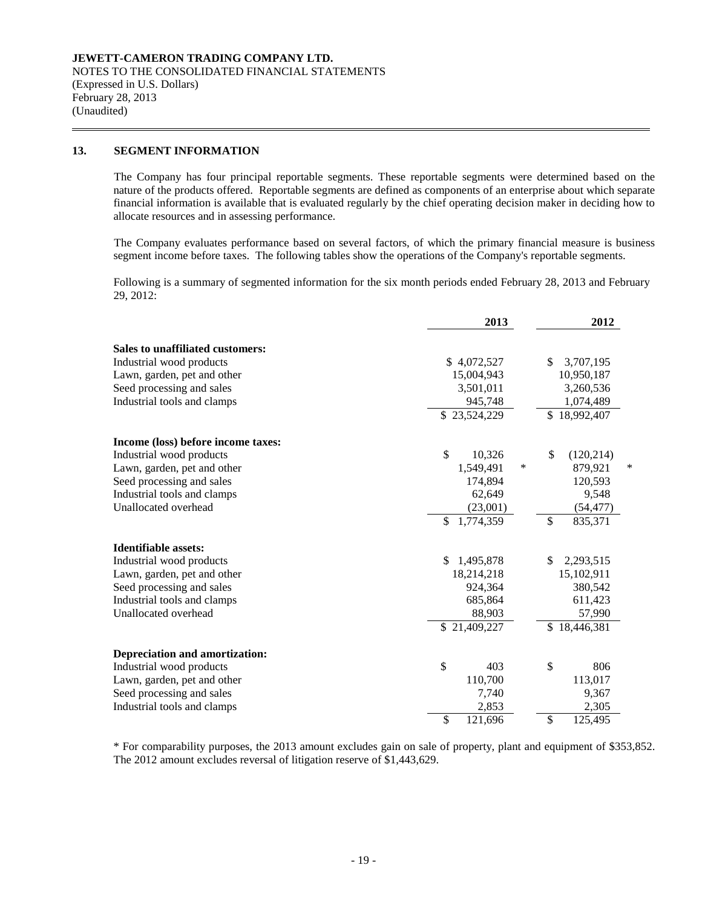**JEWETT-CAMERON TRADING COMPANY LTD.**
NOTES TO THE CONSOLIDATED FINANCIAL STATEMENTS
(Expressed in U.S. Dollars)
February 28, 2013
(Unaudited)

## 13. SEGMENT INFORMATION

The Company has four principal reportable segments. These reportable segments were determined based on the nature of the products offered. Reportable segments are defined as components of an enterprise about which separate financial information is available that is evaluated regularly by the chief operating decision maker in deciding how to allocate resources and in assessing performance.

The Company evaluates performance based on several factors, of which the primary financial measure is business segment income before taxes. The following tables show the operations of the Company's reportable segments.

Following is a summary of segmented information for the six month periods ended February 28, 2013 and February 29, 2012:

| | 2013 | | 2012 | |
|---|---|---|---|---|
| **Sales to unaffiliated customers:** | | | | |
| Industrial wood products | $ 4,072,527 | | $ 3,707,195 | |
| Lawn, garden, pet and other | 15,004,943 | | 10,950,187 | |
| Seed processing and sales | 3,501,011 | | 3,260,536 | |
| Industrial tools and clamps | 945,748 | | 1,074,489 | |
| | $ 23,524,229 | | $ 18,992,407 | |
| **Income (loss) before income taxes:** | | | | |
| Industrial wood products | $ 10,326 | | $ (120,214) | |
| Lawn, garden, pet and other | 1,549,491 | * | 879,921 | * |
| Seed processing and sales | 174,894 | | 120,593 | |
| Industrial tools and clamps | 62,649 | | 9,548 | |
| Unallocated overhead | (23,001) | | (54,477) | |
| | $ 1,774,359 | | $ 835,371 | |
| **Identifiable assets:** | | | | |
| Industrial wood products | $ 1,495,878 | | $ 2,293,515 | |
| Lawn, garden, pet and other | 18,214,218 | | 15,102,911 | |
| Seed processing and sales | 924,364 | | 380,542 | |
| Industrial tools and clamps | 685,864 | | 611,423 | |
| Unallocated overhead | 88,903 | | 57,990 | |
| | $ 21,409,227 | | $ 18,446,381 | |
| **Depreciation and amortization:** | | | | |
| Industrial wood products | $ 403 | | $ 806 | |
| Lawn, garden, pet and other | 110,700 | | 113,017 | |
| Seed processing and sales | 7,740 | | 9,367 | |
| Industrial tools and clamps | 2,853 | | 2,305 | |
| | $ 121,696 | | $ 125,495 | |

* For comparability purposes, the 2013 amount excludes gain on sale of property, plant and equipment of $353,852. The 2012 amount excludes reversal of litigation reserve of $1,443,629.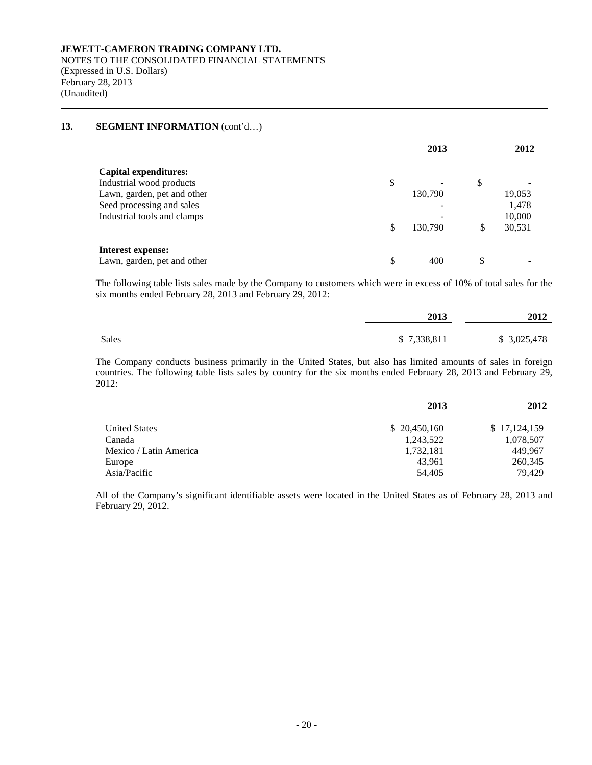**JEWETT-CAMERON TRADING COMPANY LTD.**
NOTES TO THE CONSOLIDATED FINANCIAL STATEMENTS
(Expressed in U.S. Dollars)
February 28, 2013
(Unaudited)

## 13. SEGMENT INFORMATION (cont'd…)

| | 2013 | 2012 |
|---|---|---|
| **Capital expenditures:** | | |
| Industrial wood products | $ - | $ - |
| Lawn, garden, pet and other | 130,790 | 19,053 |
| Seed processing and sales | - | 1,478 |
| Industrial tools and clamps | - | 10,000 |
| | $ 130,790 | $ 30,531 |
| **Interest expense:** | | |
| Lawn, garden, pet and other | $ 400 | $ - |

The following table lists sales made by the Company to customers which were in excess of 10% of total sales for the six months ended February 28, 2013 and February 29, 2012:

| | 2013 | 2012 |
|---|---|---|
| Sales | $ 7,338,811 | $ 3,025,478 |

The Company conducts business primarily in the United States, but also has limited amounts of sales in foreign countries. The following table lists sales by country for the six months ended February 28, 2013 and February 29, 2012:

| | 2013 | 2012 |
|---|---|---|
| United States | $ 20,450,160 | $ 17,124,159 |
| Canada | 1,243,522 | 1,078,507 |
| Mexico / Latin America | 1,732,181 | 449,967 |
| Europe | 43,961 | 260,345 |
| Asia/Pacific | 54,405 | 79,429 |

All of the Company's significant identifiable assets were located in the United States as of February 28, 2013 and February 29, 2012.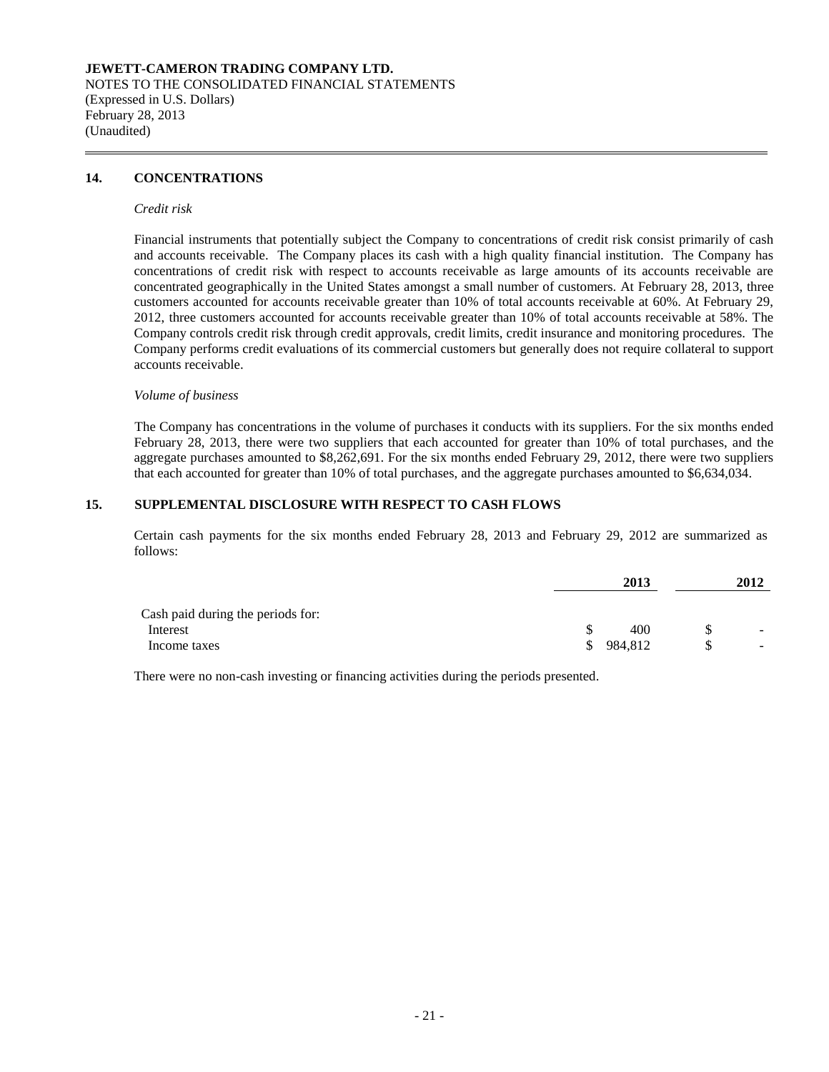**JEWETT-CAMERON TRADING COMPANY LTD.**
NOTES TO THE CONSOLIDATED FINANCIAL STATEMENTS
(Expressed in U.S. Dollars)
February 28, 2013
(Unaudited)

## 14. CONCENTRATIONS

*Credit risk*

Financial instruments that potentially subject the Company to concentrations of credit risk consist primarily of cash and accounts receivable. The Company places its cash with a high quality financial institution. The Company has concentrations of credit risk with respect to accounts receivable as large amounts of its accounts receivable are concentrated geographically in the United States amongst a small number of customers. At February 28, 2013, three customers accounted for accounts receivable greater than 10% of total accounts receivable at 60%. At February 29, 2012, three customers accounted for accounts receivable greater than 10% of total accounts receivable at 58%. The Company controls credit risk through credit approvals, credit limits, credit insurance and monitoring procedures. The Company performs credit evaluations of its commercial customers but generally does not require collateral to support accounts receivable.

*Volume of business*

The Company has concentrations in the volume of purchases it conducts with its suppliers. For the six months ended February 28, 2013, there were two suppliers that each accounted for greater than 10% of total purchases, and the aggregate purchases amounted to $8,262,691. For the six months ended February 29, 2012, there were two suppliers that each accounted for greater than 10% of total purchases, and the aggregate purchases amounted to $6,634,034.

## 15. SUPPLEMENTAL DISCLOSURE WITH RESPECT TO CASH FLOWS

Certain cash payments for the six months ended February 28, 2013 and February 29, 2012 are summarized as follows:

| | 2013 | 2012 |
|---|---|---|
| Cash paid during the periods for: | | |
| Interest | $ 400 | $ - |
| Income taxes | $ 984,812 | $ - |

There were no non-cash investing or financing activities during the periods presented.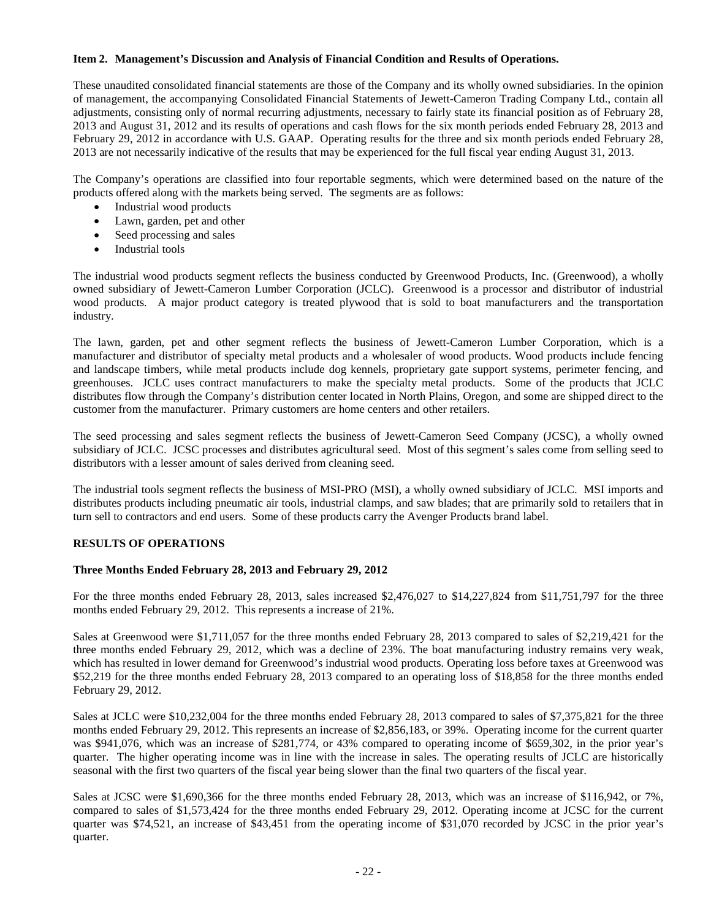**Item 2. Management's Discussion and Analysis of Financial Condition and Results of Operations.**

These unaudited consolidated financial statements are those of the Company and its wholly owned subsidiaries. In the opinion of management, the accompanying Consolidated Financial Statements of Jewett-Cameron Trading Company Ltd., contain all adjustments, consisting only of normal recurring adjustments, necessary to fairly state its financial position as of February 28, 2013 and August 31, 2012 and its results of operations and cash flows for the six month periods ended February 28, 2013 and February 29, 2012 in accordance with U.S. GAAP. Operating results for the three and six month periods ended February 28, 2013 are not necessarily indicative of the results that may be experienced for the full fiscal year ending August 31, 2013.

The Company's operations are classified into four reportable segments, which were determined based on the nature of the products offered along with the markets being served. The segments are as follows:

- Industrial wood products
- Lawn, garden, pet and other
- Seed processing and sales
- Industrial tools

The industrial wood products segment reflects the business conducted by Greenwood Products, Inc. (Greenwood), a wholly owned subsidiary of Jewett-Cameron Lumber Corporation (JCLC). Greenwood is a processor and distributor of industrial wood products. A major product category is treated plywood that is sold to boat manufacturers and the transportation industry.

The lawn, garden, pet and other segment reflects the business of Jewett-Cameron Lumber Corporation, which is a manufacturer and distributor of specialty metal products and a wholesaler of wood products. Wood products include fencing and landscape timbers, while metal products include dog kennels, proprietary gate support systems, perimeter fencing, and greenhouses. JCLC uses contract manufacturers to make the specialty metal products. Some of the products that JCLC distributes flow through the Company's distribution center located in North Plains, Oregon, and some are shipped direct to the customer from the manufacturer. Primary customers are home centers and other retailers.

The seed processing and sales segment reflects the business of Jewett-Cameron Seed Company (JCSC), a wholly owned subsidiary of JCLC. JCSC processes and distributes agricultural seed. Most of this segment's sales come from selling seed to distributors with a lesser amount of sales derived from cleaning seed.

The industrial tools segment reflects the business of MSI-PRO (MSI), a wholly owned subsidiary of JCLC. MSI imports and distributes products including pneumatic air tools, industrial clamps, and saw blades; that are primarily sold to retailers that in turn sell to contractors and end users. Some of these products carry the Avenger Products brand label.

**RESULTS OF OPERATIONS**

**Three Months Ended February 28, 2013 and February 29, 2012**

For the three months ended February 28, 2013, sales increased $2,476,027 to $14,227,824 from $11,751,797 for the three months ended February 29, 2012. This represents a increase of 21%.

Sales at Greenwood were $1,711,057 for the three months ended February 28, 2013 compared to sales of $2,219,421 for the three months ended February 29, 2012, which was a decline of 23%. The boat manufacturing industry remains very weak, which has resulted in lower demand for Greenwood's industrial wood products. Operating loss before taxes at Greenwood was $52,219 for the three months ended February 28, 2013 compared to an operating loss of $18,858 for the three months ended February 29, 2012.

Sales at JCLC were $10,232,004 for the three months ended February 28, 2013 compared to sales of $7,375,821 for the three months ended February 29, 2012. This represents an increase of $2,856,183, or 39%. Operating income for the current quarter was $941,076, which was an increase of $281,774, or 43% compared to operating income of $659,302, in the prior year's quarter. The higher operating income was in line with the increase in sales. The operating results of JCLC are historically seasonal with the first two quarters of the fiscal year being slower than the final two quarters of the fiscal year.

Sales at JCSC were $1,690,366 for the three months ended February 28, 2013, which was an increase of $116,942, or 7%, compared to sales of $1,573,424 for the three months ended February 29, 2012. Operating income at JCSC for the current quarter was $74,521, an increase of $43,451 from the operating income of $31,070 recorded by JCSC in the prior year's quarter.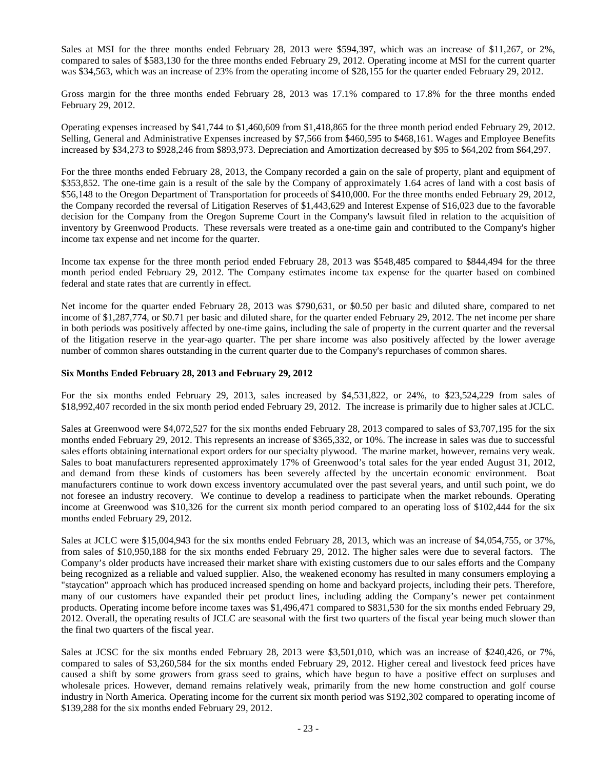Sales at MSI for the three months ended February 28, 2013 were $594,397, which was an increase of $11,267, or 2%, compared to sales of $583,130 for the three months ended February 29, 2012. Operating income at MSI for the current quarter was $34,563, which was an increase of 23% from the operating income of $28,155 for the quarter ended February 29, 2012.

Gross margin for the three months ended February 28, 2013 was 17.1% compared to 17.8% for the three months ended February 29, 2012.

Operating expenses increased by $41,744 to $1,460,609 from $1,418,865 for the three month period ended February 29, 2012. Selling, General and Administrative Expenses increased by $7,566 from $460,595 to $468,161. Wages and Employee Benefits increased by $34,273 to $928,246 from $893,973. Depreciation and Amortization decreased by $95 to $64,202 from $64,297.

For the three months ended February 28, 2013, the Company recorded a gain on the sale of property, plant and equipment of $353,852. The one-time gain is a result of the sale by the Company of approximately 1.64 acres of land with a cost basis of $56,148 to the Oregon Department of Transportation for proceeds of $410,000. For the three months ended February 29, 2012, the Company recorded the reversal of Litigation Reserves of $1,443,629 and Interest Expense of $16,023 due to the favorable decision for the Company from the Oregon Supreme Court in the Company's lawsuit filed in relation to the acquisition of inventory by Greenwood Products. These reversals were treated as a one-time gain and contributed to the Company's higher income tax expense and net income for the quarter.

Income tax expense for the three month period ended February 28, 2013 was $548,485 compared to $844,494 for the three month period ended February 29, 2012. The Company estimates income tax expense for the quarter based on combined federal and state rates that are currently in effect.

Net income for the quarter ended February 28, 2013 was $790,631, or $0.50 per basic and diluted share, compared to net income of $1,287,774, or $0.71 per basic and diluted share, for the quarter ended February 29, 2012. The net income per share in both periods was positively affected by one-time gains, including the sale of property in the current quarter and the reversal of the litigation reserve in the year-ago quarter. The per share income was also positively affected by the lower average number of common shares outstanding in the current quarter due to the Company's repurchases of common shares.

**Six Months Ended February 28, 2013 and February 29, 2012**

For the six months ended February 29, 2013, sales increased by $4,531,822, or 24%, to $23,524,229 from sales of $18,992,407 recorded in the six month period ended February 29, 2012. The increase is primarily due to higher sales at JCLC.

Sales at Greenwood were $4,072,527 for the six months ended February 28, 2013 compared to sales of $3,707,195 for the six months ended February 29, 2012. This represents an increase of $365,332, or 10%. The increase in sales was due to successful sales efforts obtaining international export orders for our specialty plywood. The marine market, however, remains very weak. Sales to boat manufacturers represented approximately 17% of Greenwood's total sales for the year ended August 31, 2012, and demand from these kinds of customers has been severely affected by the uncertain economic environment. Boat manufacturers continue to work down excess inventory accumulated over the past several years, and until such point, we do not foresee an industry recovery. We continue to develop a readiness to participate when the market rebounds. Operating income at Greenwood was $10,326 for the current six month period compared to an operating loss of $102,444 for the six months ended February 29, 2012.

Sales at JCLC were $15,004,943 for the six months ended February 28, 2013, which was an increase of $4,054,755, or 37%, from sales of $10,950,188 for the six months ended February 29, 2012. The higher sales were due to several factors. The Company's older products have increased their market share with existing customers due to our sales efforts and the Company being recognized as a reliable and valued supplier. Also, the weakened economy has resulted in many consumers employing a "staycation" approach which has produced increased spending on home and backyard projects, including their pets. Therefore, many of our customers have expanded their pet product lines, including adding the Company's newer pet containment products. Operating income before income taxes was $1,496,471 compared to $831,530 for the six months ended February 29, 2012. Overall, the operating results of JCLC are seasonal with the first two quarters of the fiscal year being much slower than the final two quarters of the fiscal year.

Sales at JCSC for the six months ended February 28, 2013 were $3,501,010, which was an increase of $240,426, or 7%, compared to sales of $3,260,584 for the six months ended February 29, 2012. Higher cereal and livestock feed prices have caused a shift by some growers from grass seed to grains, which have begun to have a positive effect on surpluses and wholesale prices. However, demand remains relatively weak, primarily from the new home construction and golf course industry in North America. Operating income for the current six month period was $192,302 compared to operating income of $139,288 for the six months ended February 29, 2012.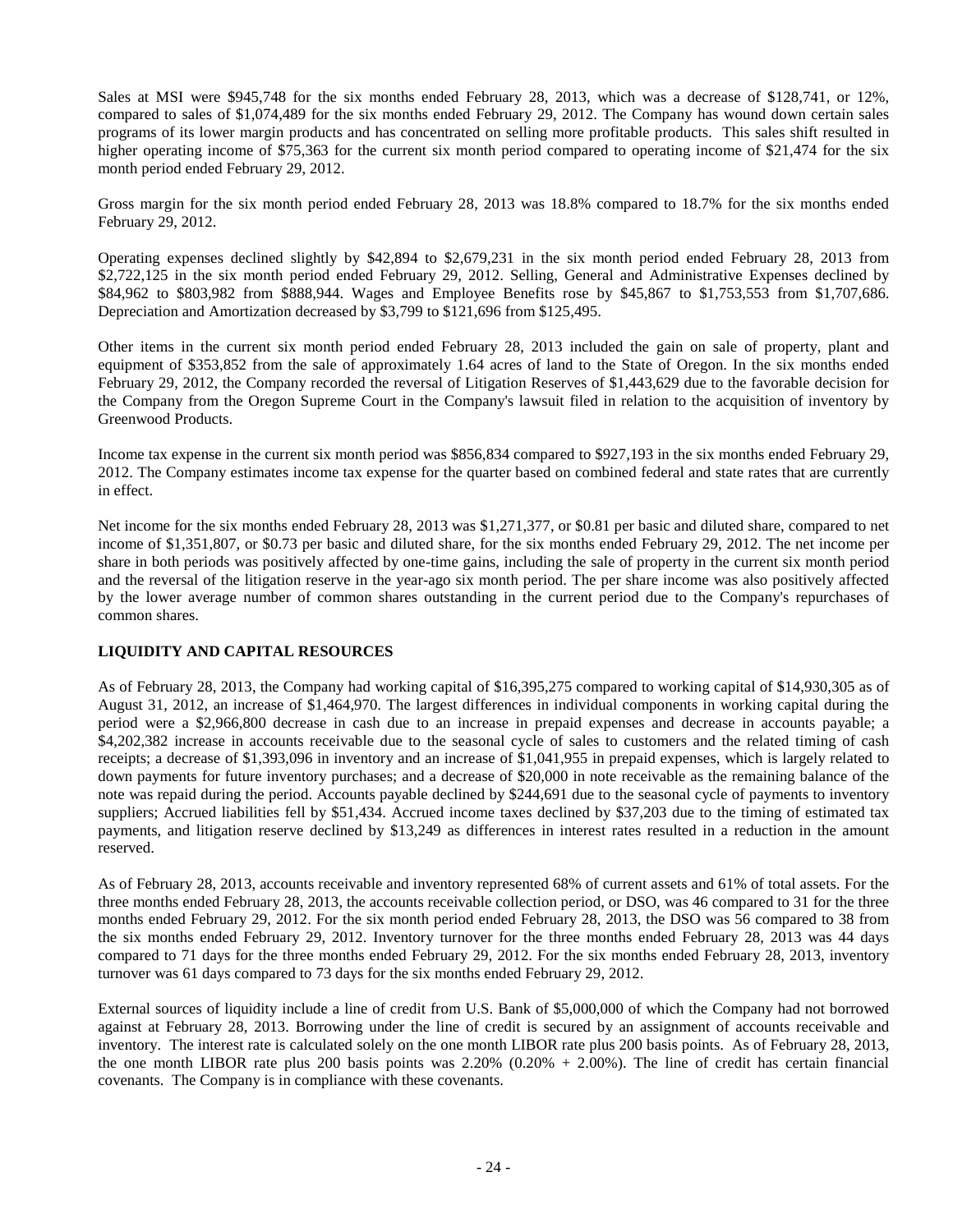Sales at MSI were $945,748 for the six months ended February 28, 2013, which was a decrease of $128,741, or 12%, compared to sales of $1,074,489 for the six months ended February 29, 2012. The Company has wound down certain sales programs of its lower margin products and has concentrated on selling more profitable products. This sales shift resulted in higher operating income of $75,363 for the current six month period compared to operating income of $21,474 for the six month period ended February 29, 2012.

Gross margin for the six month period ended February 28, 2013 was 18.8% compared to 18.7% for the six months ended February 29, 2012.

Operating expenses declined slightly by $42,894 to $2,679,231 in the six month period ended February 28, 2013 from $2,722,125 in the six month period ended February 29, 2012. Selling, General and Administrative Expenses declined by $84,962 to $803,982 from $888,944. Wages and Employee Benefits rose by $45,867 to $1,753,553 from $1,707,686. Depreciation and Amortization decreased by $3,799 to $121,696 from $125,495.

Other items in the current six month period ended February 28, 2013 included the gain on sale of property, plant and equipment of $353,852 from the sale of approximately 1.64 acres of land to the State of Oregon. In the six months ended February 29, 2012, the Company recorded the reversal of Litigation Reserves of $1,443,629 due to the favorable decision for the Company from the Oregon Supreme Court in the Company's lawsuit filed in relation to the acquisition of inventory by Greenwood Products.

Income tax expense in the current six month period was $856,834 compared to $927,193 in the six months ended February 29, 2012. The Company estimates income tax expense for the quarter based on combined federal and state rates that are currently in effect.

Net income for the six months ended February 28, 2013 was $1,271,377, or $0.81 per basic and diluted share, compared to net income of $1,351,807, or $0.73 per basic and diluted share, for the six months ended February 29, 2012. The net income per share in both periods was positively affected by one-time gains, including the sale of property in the current six month period and the reversal of the litigation reserve in the year-ago six month period. The per share income was also positively affected by the lower average number of common shares outstanding in the current period due to the Company's repurchases of common shares.

## LIQUIDITY AND CAPITAL RESOURCES

As of February 28, 2013, the Company had working capital of $16,395,275 compared to working capital of $14,930,305 as of August 31, 2012, an increase of $1,464,970. The largest differences in individual components in working capital during the period were a $2,966,800 decrease in cash due to an increase in prepaid expenses and decrease in accounts payable; a $4,202,382 increase in accounts receivable due to the seasonal cycle of sales to customers and the related timing of cash receipts; a decrease of $1,393,096 in inventory and an increase of $1,041,955 in prepaid expenses, which is largely related to down payments for future inventory purchases; and a decrease of $20,000 in note receivable as the remaining balance of the note was repaid during the period. Accounts payable declined by $244,691 due to the seasonal cycle of payments to inventory suppliers; Accrued liabilities fell by $51,434. Accrued income taxes declined by $37,203 due to the timing of estimated tax payments, and litigation reserve declined by $13,249 as differences in interest rates resulted in a reduction in the amount reserved.

As of February 28, 2013, accounts receivable and inventory represented 68% of current assets and 61% of total assets. For the three months ended February 28, 2013, the accounts receivable collection period, or DSO, was 46 compared to 31 for the three months ended February 29, 2012. For the six month period ended February 28, 2013, the DSO was 56 compared to 38 from the six months ended February 29, 2012. Inventory turnover for the three months ended February 28, 2013 was 44 days compared to 71 days for the three months ended February 29, 2012. For the six months ended February 28, 2013, inventory turnover was 61 days compared to 73 days for the six months ended February 29, 2012.

External sources of liquidity include a line of credit from U.S. Bank of $5,000,000 of which the Company had not borrowed against at February 28, 2013. Borrowing under the line of credit is secured by an assignment of accounts receivable and inventory. The interest rate is calculated solely on the one month LIBOR rate plus 200 basis points. As of February 28, 2013, the one month LIBOR rate plus 200 basis points was 2.20% (0.20% + 2.00%). The line of credit has certain financial covenants. The Company is in compliance with these covenants.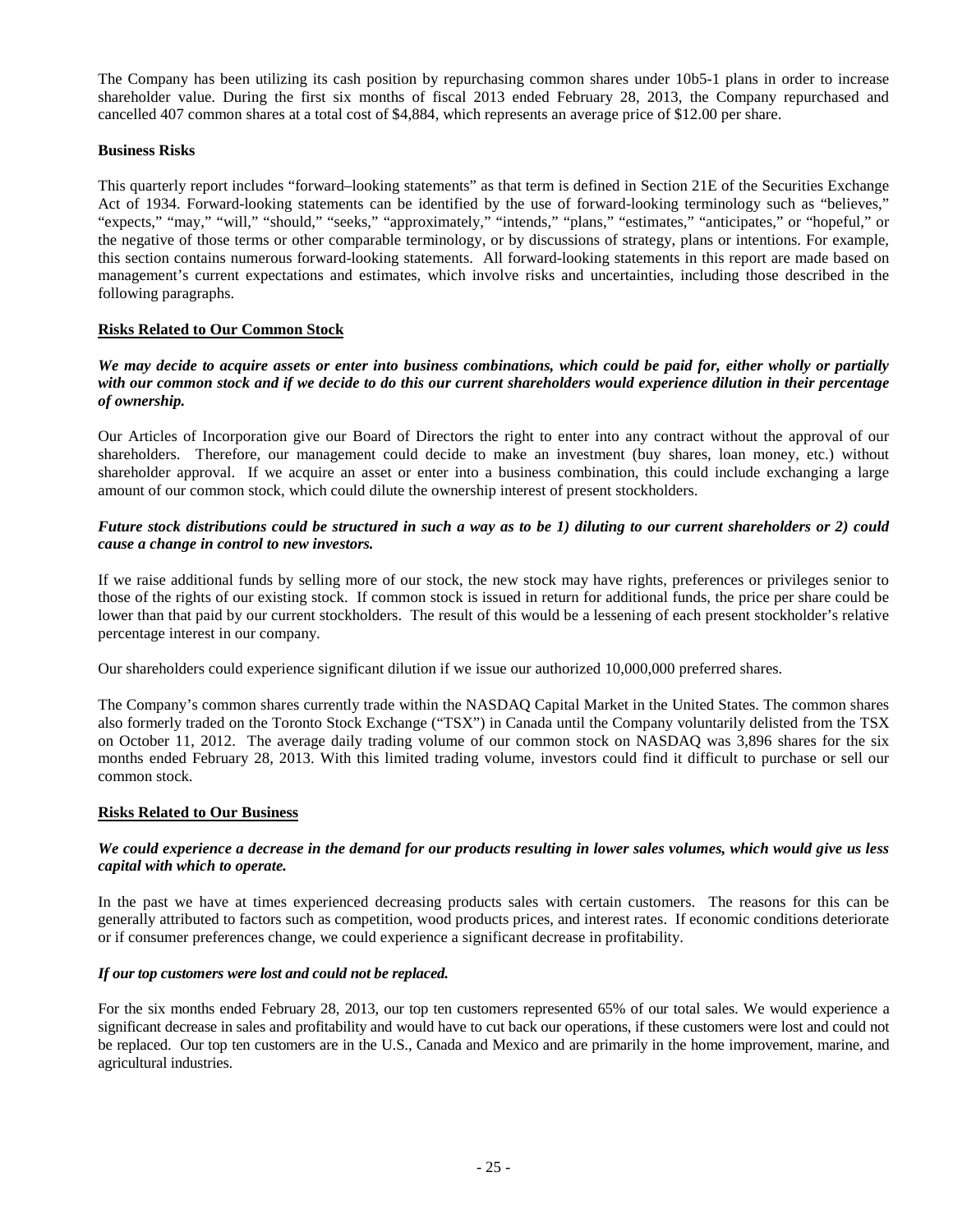The Company has been utilizing its cash position by repurchasing common shares under 10b5-1 plans in order to increase shareholder value. During the first six months of fiscal 2013 ended February 28, 2013, the Company repurchased and cancelled 407 common shares at a total cost of $4,884, which represents an average price of $12.00 per share.

**Business Risks**

This quarterly report includes "forward–looking statements" as that term is defined in Section 21E of the Securities Exchange Act of 1934. Forward-looking statements can be identified by the use of forward-looking terminology such as "believes," "expects," "may," "will," "should," "seeks," "approximately," "intends," "plans," "estimates," "anticipates," or "hopeful," or the negative of those terms or other comparable terminology, or by discussions of strategy, plans or intentions. For example, this section contains numerous forward-looking statements. All forward-looking statements in this report are made based on management's current expectations and estimates, which involve risks and uncertainties, including those described in the following paragraphs.

**Risks Related to Our Common Stock**

***We may decide to acquire assets or enter into business combinations, which could be paid for, either wholly or partially with our common stock and if we decide to do this our current shareholders would experience dilution in their percentage of ownership.***

Our Articles of Incorporation give our Board of Directors the right to enter into any contract without the approval of our shareholders. Therefore, our management could decide to make an investment (buy shares, loan money, etc.) without shareholder approval. If we acquire an asset or enter into a business combination, this could include exchanging a large amount of our common stock, which could dilute the ownership interest of present stockholders.

***Future stock distributions could be structured in such a way as to be 1) diluting to our current shareholders or 2) could cause a change in control to new investors.***

If we raise additional funds by selling more of our stock, the new stock may have rights, preferences or privileges senior to those of the rights of our existing stock. If common stock is issued in return for additional funds, the price per share could be lower than that paid by our current stockholders. The result of this would be a lessening of each present stockholder's relative percentage interest in our company.

Our shareholders could experience significant dilution if we issue our authorized 10,000,000 preferred shares.

The Company's common shares currently trade within the NASDAQ Capital Market in the United States. The common shares also formerly traded on the Toronto Stock Exchange ("TSX") in Canada until the Company voluntarily delisted from the TSX on October 11, 2012. The average daily trading volume of our common stock on NASDAQ was 3,896 shares for the six months ended February 28, 2013. With this limited trading volume, investors could find it difficult to purchase or sell our common stock.

**Risks Related to Our Business**

***We could experience a decrease in the demand for our products resulting in lower sales volumes, which would give us less capital with which to operate.***

In the past we have at times experienced decreasing products sales with certain customers. The reasons for this can be generally attributed to factors such as competition, wood products prices, and interest rates. If economic conditions deteriorate or if consumer preferences change, we could experience a significant decrease in profitability.

***If our top customers were lost and could not be replaced.***

For the six months ended February 28, 2013, our top ten customers represented 65% of our total sales. We would experience a significant decrease in sales and profitability and would have to cut back our operations, if these customers were lost and could not be replaced. Our top ten customers are in the U.S., Canada and Mexico and are primarily in the home improvement, marine, and agricultural industries.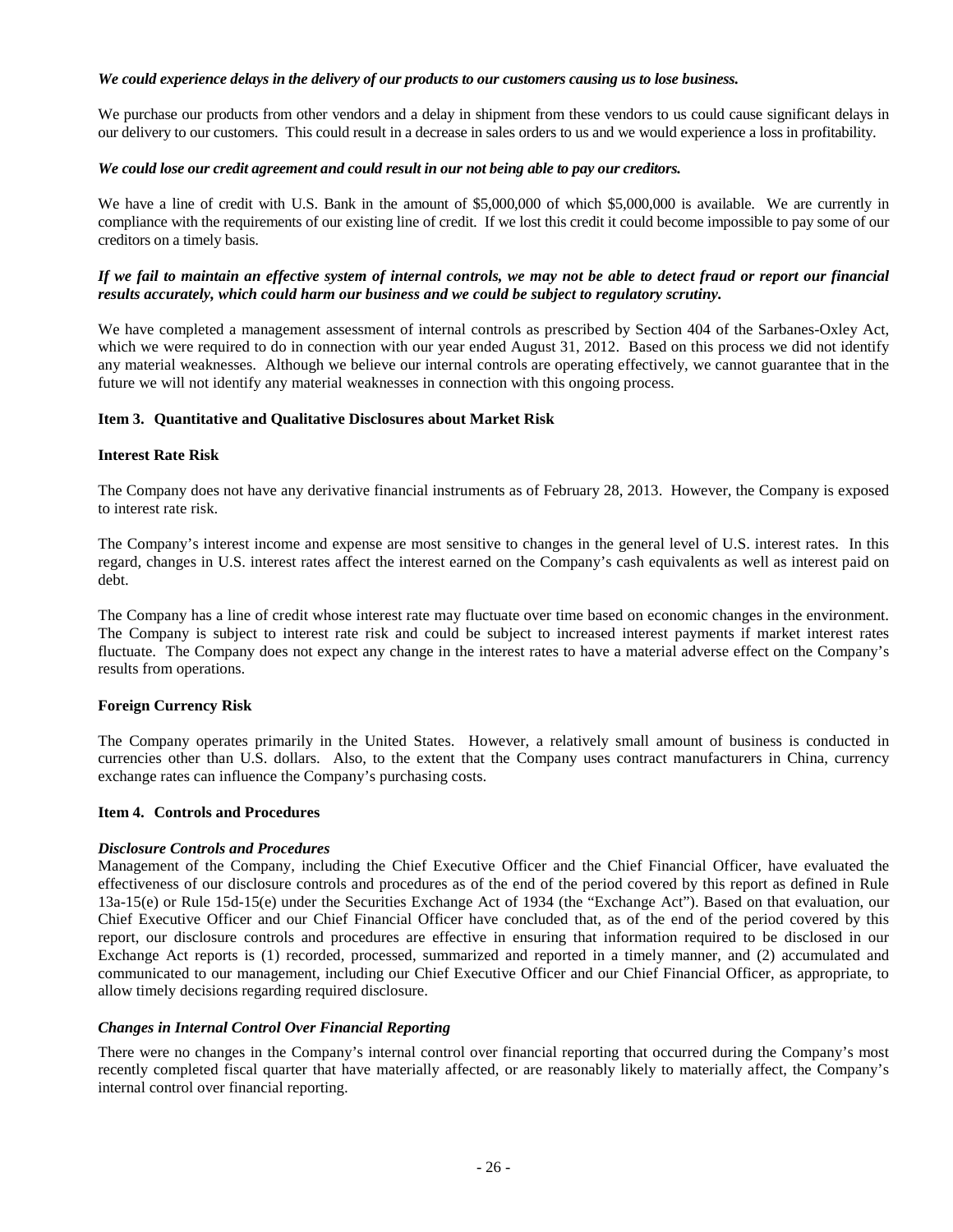***We could experience delays in the delivery of our products to our customers causing us to lose business.***

We purchase our products from other vendors and a delay in shipment from these vendors to us could cause significant delays in our delivery to our customers. This could result in a decrease in sales orders to us and we would experience a loss in profitability.

***We could lose our credit agreement and could result in our not being able to pay our creditors.***

We have a line of credit with U.S. Bank in the amount of $5,000,000 of which $5,000,000 is available. We are currently in compliance with the requirements of our existing line of credit. If we lost this credit it could become impossible to pay some of our creditors on a timely basis.

***If we fail to maintain an effective system of internal controls, we may not be able to detect fraud or report our financial results accurately, which could harm our business and we could be subject to regulatory scrutiny.***

We have completed a management assessment of internal controls as prescribed by Section 404 of the Sarbanes-Oxley Act, which we were required to do in connection with our year ended August 31, 2012. Based on this process we did not identify any material weaknesses. Although we believe our internal controls are operating effectively, we cannot guarantee that in the future we will not identify any material weaknesses in connection with this ongoing process.

## Item 3. Quantitative and Qualitative Disclosures about Market Risk

### Interest Rate Risk

The Company does not have any derivative financial instruments as of February 28, 2013. However, the Company is exposed to interest rate risk.

The Company's interest income and expense are most sensitive to changes in the general level of U.S. interest rates. In this regard, changes in U.S. interest rates affect the interest earned on the Company's cash equivalents as well as interest paid on debt.

The Company has a line of credit whose interest rate may fluctuate over time based on economic changes in the environment. The Company is subject to interest rate risk and could be subject to increased interest payments if market interest rates fluctuate. The Company does not expect any change in the interest rates to have a material adverse effect on the Company's results from operations.

### Foreign Currency Risk

The Company operates primarily in the United States. However, a relatively small amount of business is conducted in currencies other than U.S. dollars. Also, to the extent that the Company uses contract manufacturers in China, currency exchange rates can influence the Company's purchasing costs.

## Item 4. Controls and Procedures

***Disclosure Controls and Procedures***

Management of the Company, including the Chief Executive Officer and the Chief Financial Officer, have evaluated the effectiveness of our disclosure controls and procedures as of the end of the period covered by this report as defined in Rule 13a-15(e) or Rule 15d-15(e) under the Securities Exchange Act of 1934 (the "Exchange Act"). Based on that evaluation, our Chief Executive Officer and our Chief Financial Officer have concluded that, as of the end of the period covered by this report, our disclosure controls and procedures are effective in ensuring that information required to be disclosed in our Exchange Act reports is (1) recorded, processed, summarized and reported in a timely manner, and (2) accumulated and communicated to our management, including our Chief Executive Officer and our Chief Financial Officer, as appropriate, to allow timely decisions regarding required disclosure.

***Changes in Internal Control Over Financial Reporting***

There were no changes in the Company's internal control over financial reporting that occurred during the Company's most recently completed fiscal quarter that have materially affected, or are reasonably likely to materially affect, the Company's internal control over financial reporting.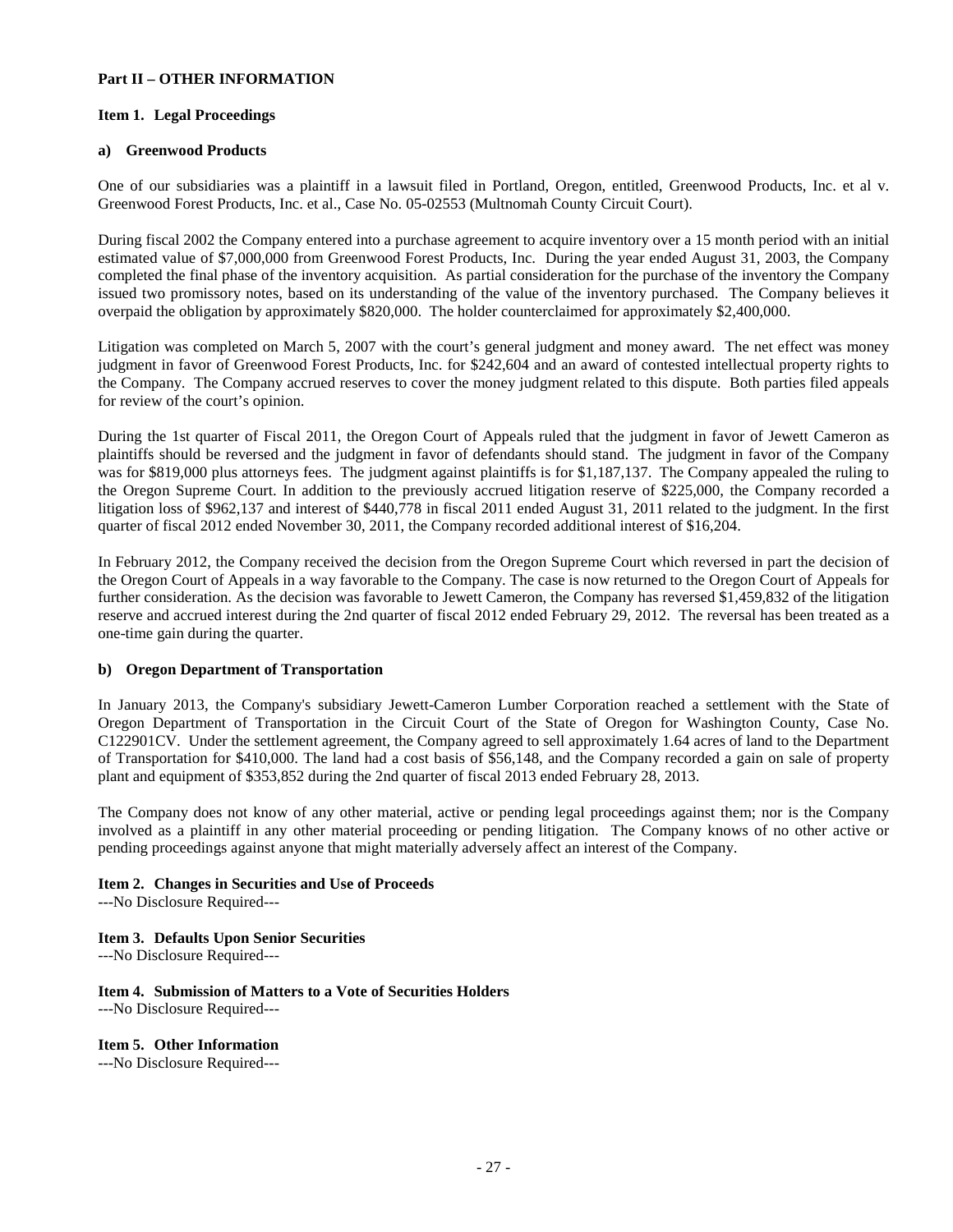## Part II – OTHER INFORMATION

### Item 1. Legal Proceedings

#### a) Greenwood Products

One of our subsidiaries was a plaintiff in a lawsuit filed in Portland, Oregon, entitled, Greenwood Products, Inc. et al v. Greenwood Forest Products, Inc. et al., Case No. 05-02553 (Multnomah County Circuit Court).

During fiscal 2002 the Company entered into a purchase agreement to acquire inventory over a 15 month period with an initial estimated value of $7,000,000 from Greenwood Forest Products, Inc. During the year ended August 31, 2003, the Company completed the final phase of the inventory acquisition. As partial consideration for the purchase of the inventory the Company issued two promissory notes, based on its understanding of the value of the inventory purchased. The Company believes it overpaid the obligation by approximately $820,000. The holder counterclaimed for approximately $2,400,000.

Litigation was completed on March 5, 2007 with the court's general judgment and money award. The net effect was money judgment in favor of Greenwood Forest Products, Inc. for $242,604 and an award of contested intellectual property rights to the Company. The Company accrued reserves to cover the money judgment related to this dispute. Both parties filed appeals for review of the court's opinion.

During the 1st quarter of Fiscal 2011, the Oregon Court of Appeals ruled that the judgment in favor of Jewett Cameron as plaintiffs should be reversed and the judgment in favor of defendants should stand. The judgment in favor of the Company was for $819,000 plus attorneys fees. The judgment against plaintiffs is for $1,187,137. The Company appealed the ruling to the Oregon Supreme Court. In addition to the previously accrued litigation reserve of $225,000, the Company recorded a litigation loss of $962,137 and interest of $440,778 in fiscal 2011 ended August 31, 2011 related to the judgment. In the first quarter of fiscal 2012 ended November 30, 2011, the Company recorded additional interest of $16,204.

In February 2012, the Company received the decision from the Oregon Supreme Court which reversed in part the decision of the Oregon Court of Appeals in a way favorable to the Company. The case is now returned to the Oregon Court of Appeals for further consideration. As the decision was favorable to Jewett Cameron, the Company has reversed $1,459,832 of the litigation reserve and accrued interest during the 2nd quarter of fiscal 2012 ended February 29, 2012. The reversal has been treated as a one-time gain during the quarter.

#### b) Oregon Department of Transportation

In January 2013, the Company's subsidiary Jewett-Cameron Lumber Corporation reached a settlement with the State of Oregon Department of Transportation in the Circuit Court of the State of Oregon for Washington County, Case No. C122901CV. Under the settlement agreement, the Company agreed to sell approximately 1.64 acres of land to the Department of Transportation for $410,000. The land had a cost basis of $56,148, and the Company recorded a gain on sale of property plant and equipment of $353,852 during the 2nd quarter of fiscal 2013 ended February 28, 2013.

The Company does not know of any other material, active or pending legal proceedings against them; nor is the Company involved as a plaintiff in any other material proceeding or pending litigation. The Company knows of no other active or pending proceedings against anyone that might materially adversely affect an interest of the Company.

### Item 2. Changes in Securities and Use of Proceeds

---No Disclosure Required---

### Item 3. Defaults Upon Senior Securities

---No Disclosure Required---

### Item 4. Submission of Matters to a Vote of Securities Holders

---No Disclosure Required---

### Item 5. Other Information

---No Disclosure Required---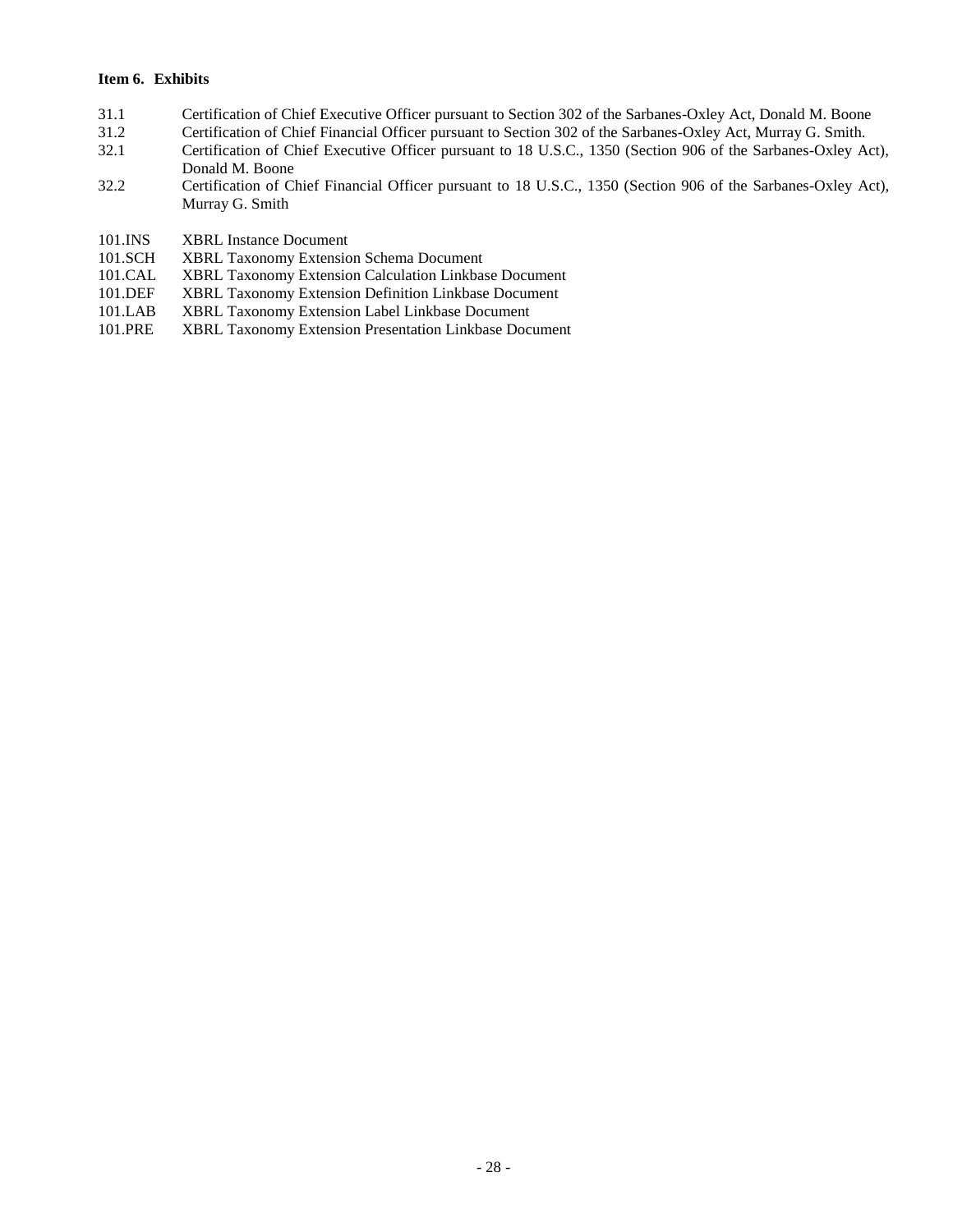**Item 6. Exhibits**

| | |
|---|---|
| 31.1 | Certification of Chief Executive Officer pursuant to Section 302 of the Sarbanes-Oxley Act, Donald M. Boone |
| 31.2 | Certification of Chief Financial Officer pursuant to Section 302 of the Sarbanes-Oxley Act, Murray G. Smith. |
| 32.1 | Certification of Chief Executive Officer pursuant to 18 U.S.C., 1350 (Section 906 of the Sarbanes-Oxley Act), Donald M. Boone |
| 32.2 | Certification of Chief Financial Officer pursuant to 18 U.S.C., 1350 (Section 906 of the Sarbanes-Oxley Act), Murray G. Smith |
| 101.INS | XBRL Instance Document |
| 101.SCH | XBRL Taxonomy Extension Schema Document |
| 101.CAL | XBRL Taxonomy Extension Calculation Linkbase Document |
| 101.DEF | XBRL Taxonomy Extension Definition Linkbase Document |
| 101.LAB | XBRL Taxonomy Extension Label Linkbase Document |
| 101.PRE | XBRL Taxonomy Extension Presentation Linkbase Document |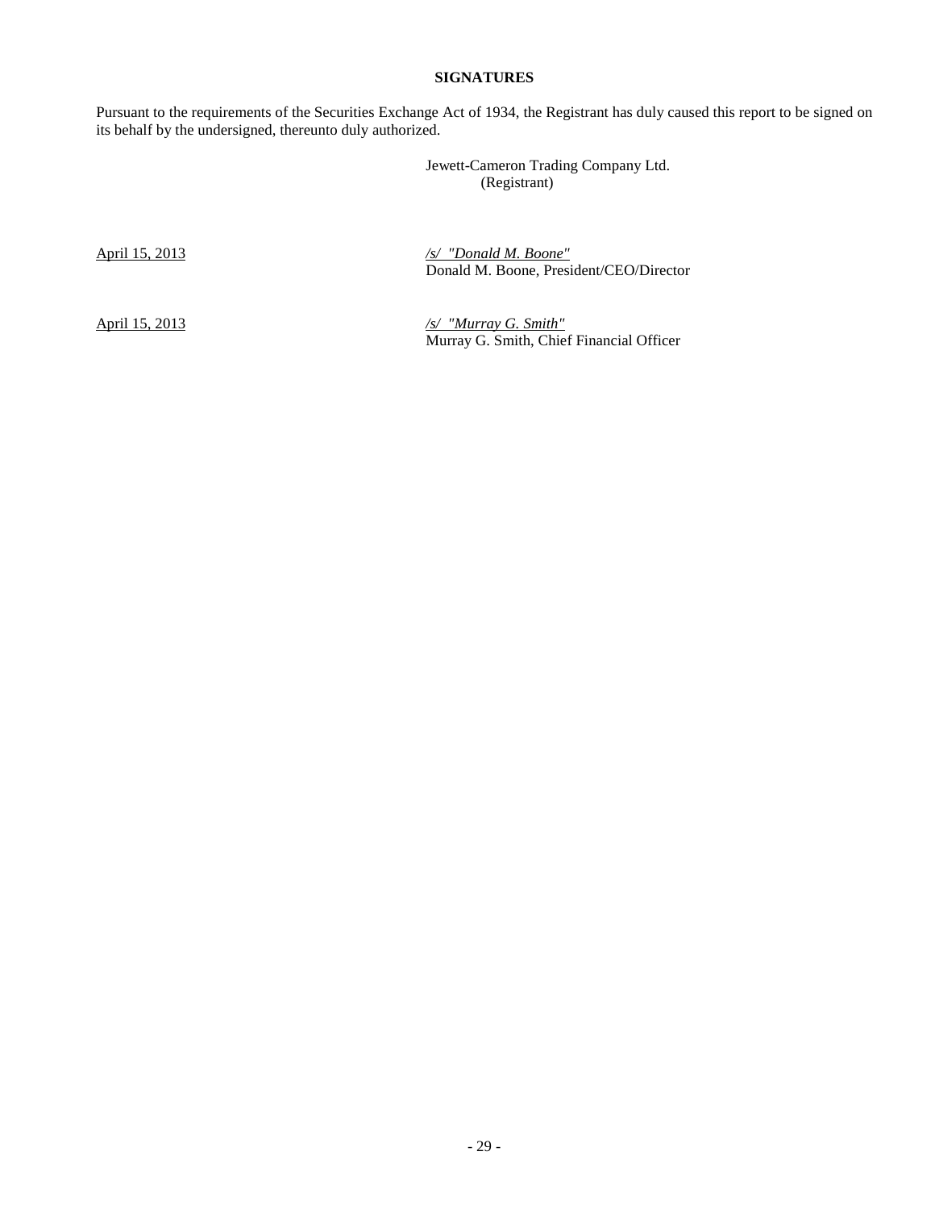**SIGNATURES**

Pursuant to the requirements of the Securities Exchange Act of 1934, the Registrant has duly caused this report to be signed on its behalf by the undersigned, thereunto duly authorized.

Jewett-Cameron Trading Company Ltd.
(Registrant)

April 15, 2013

*/s/ "Donald M. Boone"*
Donald M. Boone, President/CEO/Director

April 15, 2013

*/s/ "Murray G. Smith"*
Murray G. Smith, Chief Financial Officer